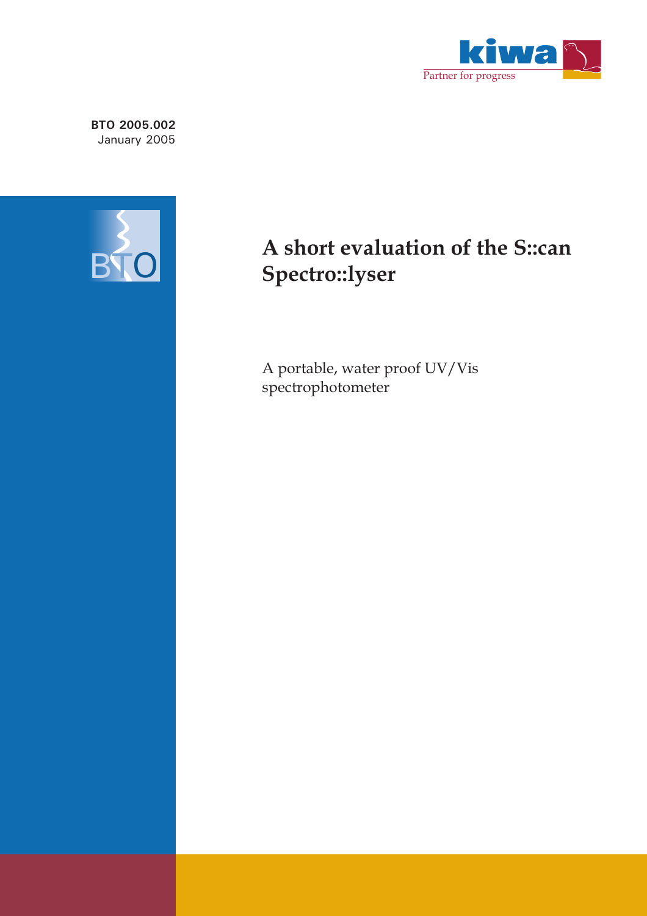kiwa

Partner for progress

**BTO 2005.002**
January 2005

BTO

# A short evaluation of the S::can Spectro::lyser

A portable, water proof UV/Vis spectrophotometer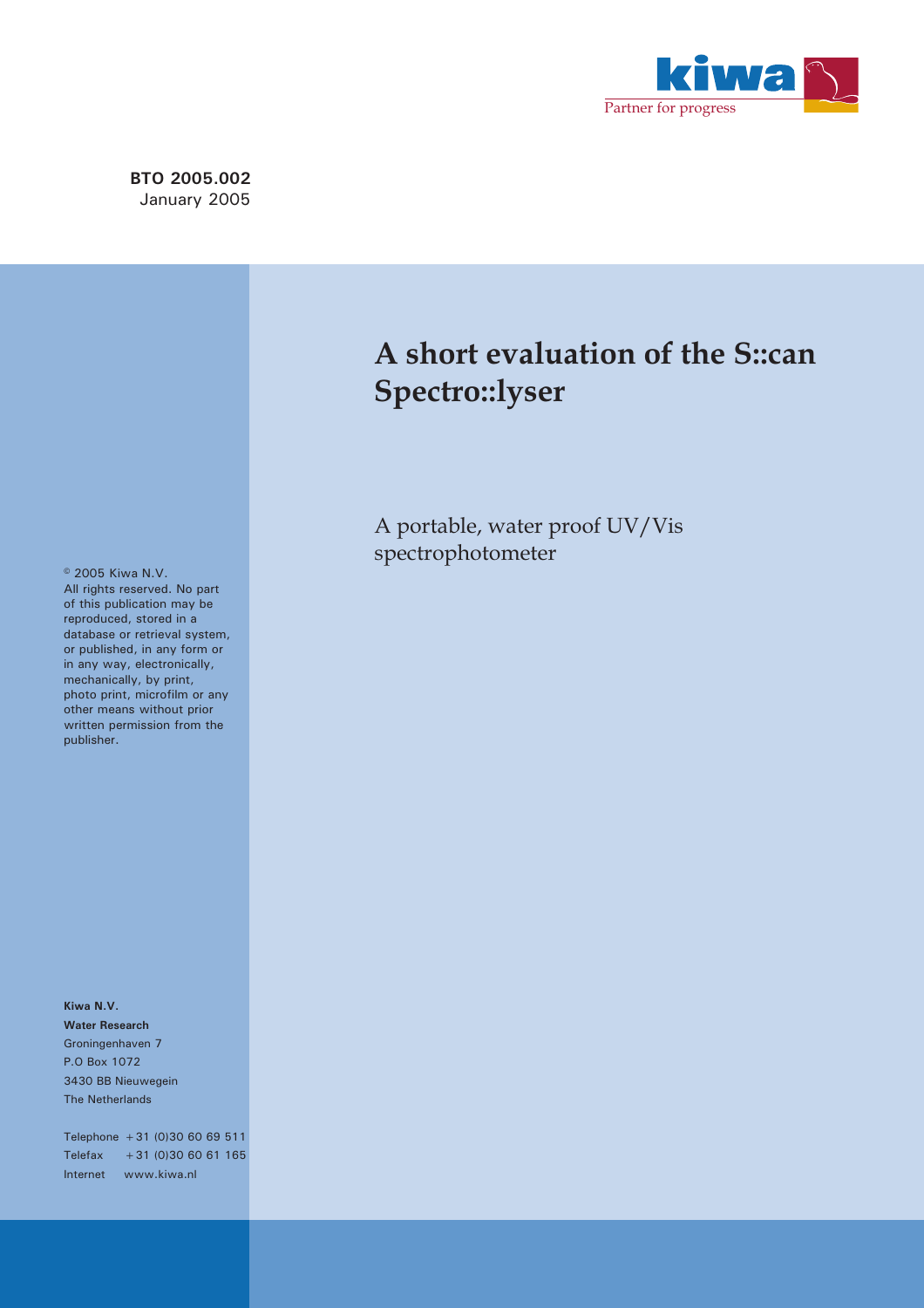BTO 2005.002
January 2005

# A short evaluation of the S::can Spectro::lyser

A portable, water proof UV/Vis spectrophotometer

© 2005 Kiwa N.V.
All rights reserved. No part of this publication may be reproduced, stored in a database or retrieval system, or published, in any form or in any way, electronically, mechanically, by print, photo print, microfilm or any other means without prior written permission from the publisher.

**Kiwa N.V.**
**Water Research**
Groningenhaven 7
P.O Box 1072
3430 BB Nieuwegein
The Netherlands

Telephone +31 (0)30 60 69 511
Telefax +31 (0)30 60 61 165
Internet www.kiwa.nl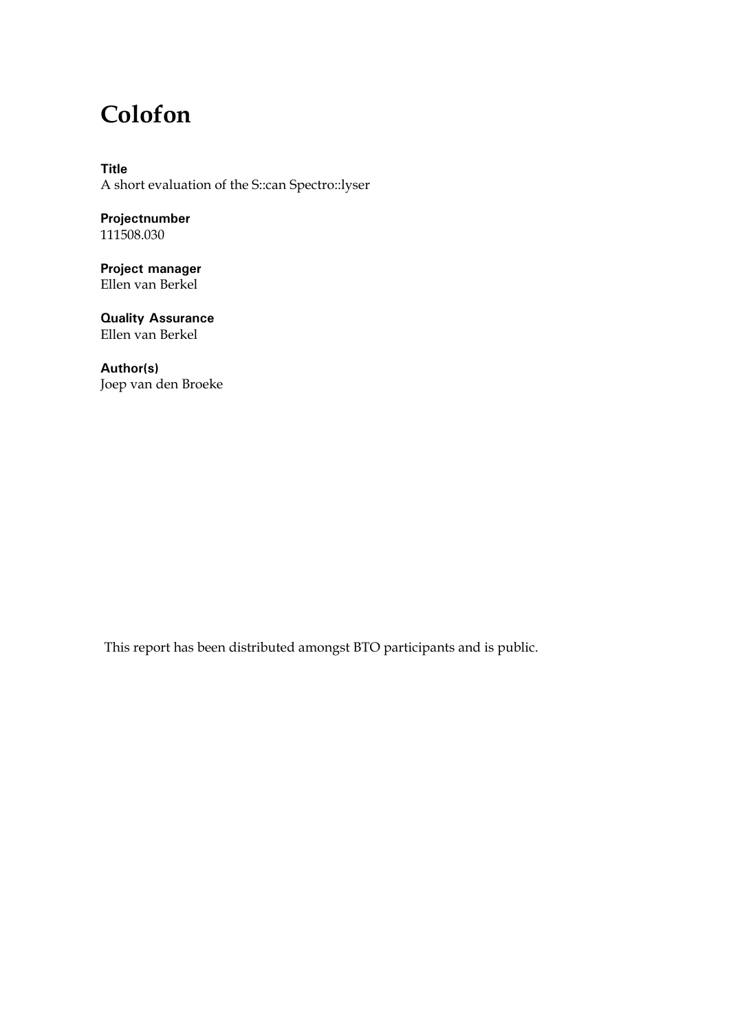# Colofon

**Title**
A short evaluation of the S::can Spectro::lyser

**Projectnumber**
111508.030

**Project manager**
Ellen van Berkel

**Quality Assurance**
Ellen van Berkel

**Author(s)**
Joep van den Broeke

This report has been distributed amongst BTO participants and is public.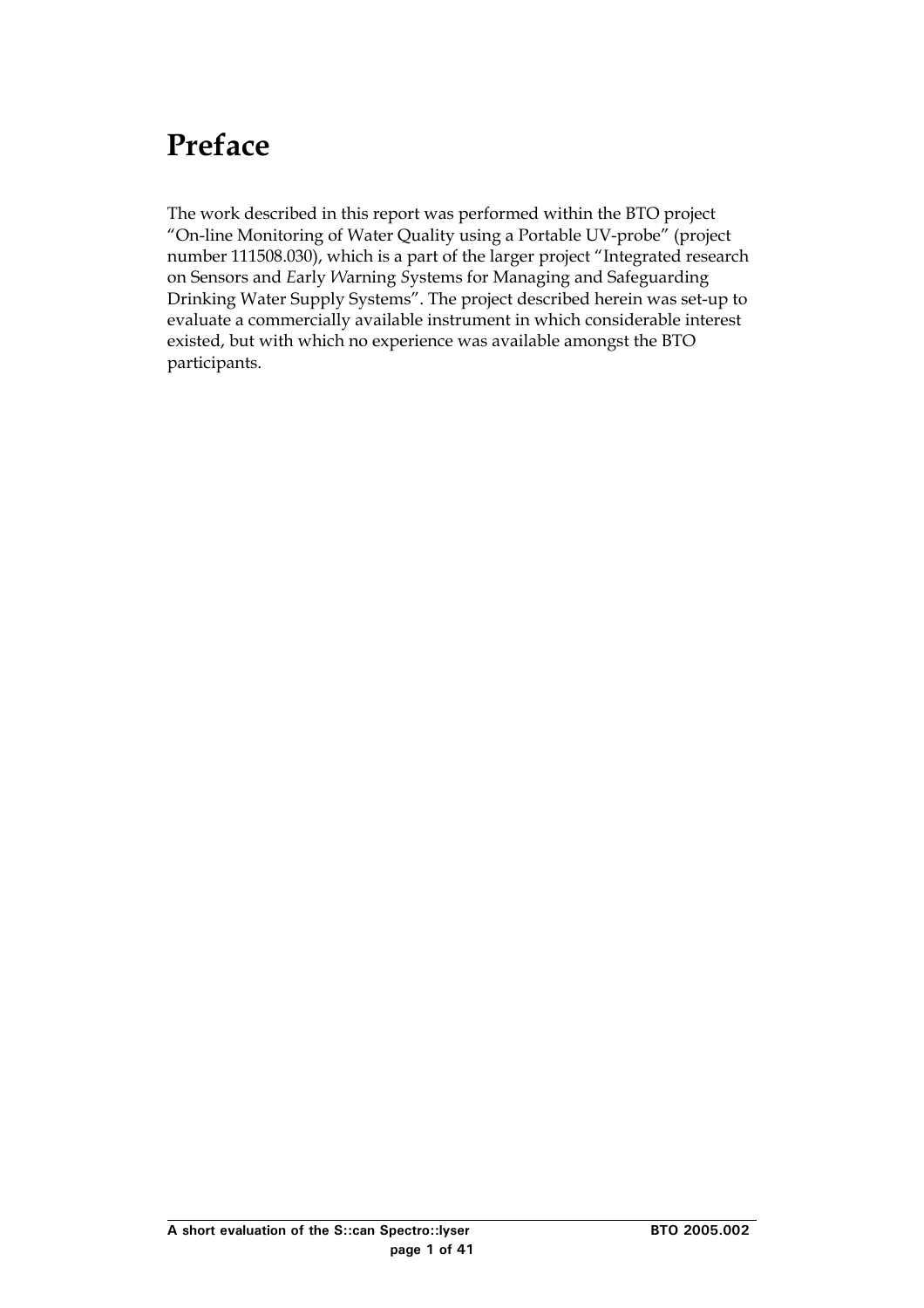# Preface

The work described in this report was performed within the BTO project "On-line Monitoring of Water Quality using a Portable UV-probe" (project number 111508.030), which is a part of the larger project "Integrated research on Sensors and *E*arly *W*arning *S*ystems for Managing and Safeguarding Drinking Water Supply Systems". The project described herein was set-up to evaluate a commercially available instrument in which considerable interest existed, but with which no experience was available amongst the BTO participants.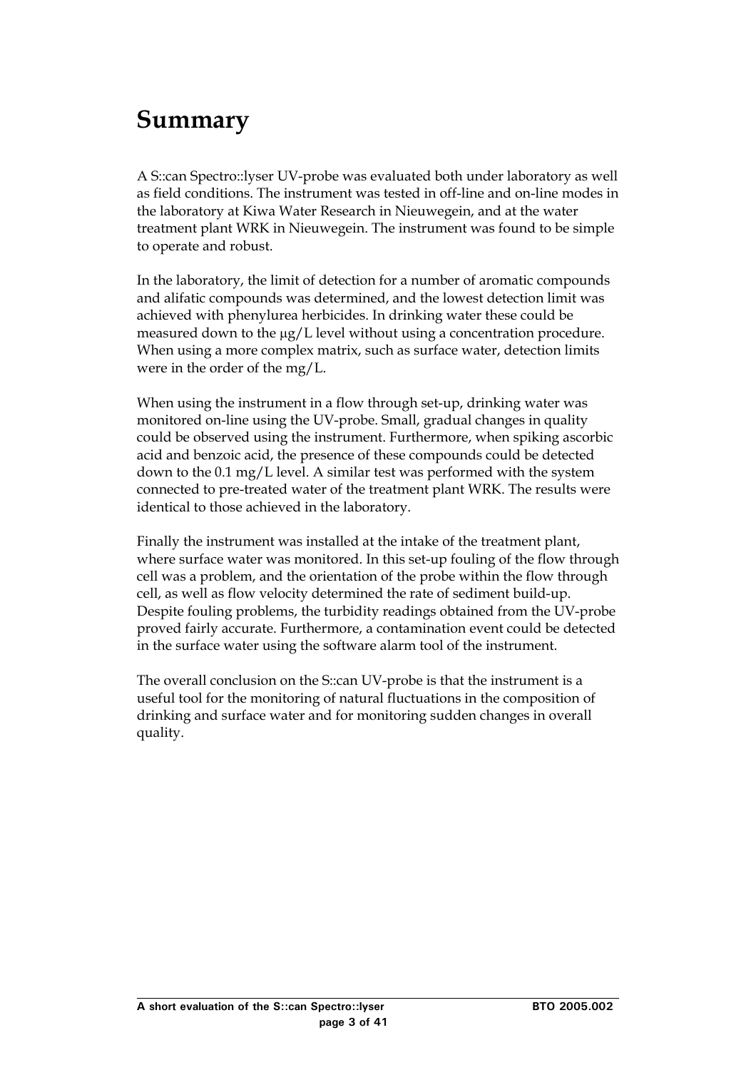# Summary

A S::can Spectro::lyser UV-probe was evaluated both under laboratory as well as field conditions. The instrument was tested in off-line and on-line modes in the laboratory at Kiwa Water Research in Nieuwegein, and at the water treatment plant WRK in Nieuwegein. The instrument was found to be simple to operate and robust.

In the laboratory, the limit of detection for a number of aromatic compounds and alifatic compounds was determined, and the lowest detection limit was achieved with phenylurea herbicides. In drinking water these could be measured down to the µg/L level without using a concentration procedure. When using a more complex matrix, such as surface water, detection limits were in the order of the mg/L.

When using the instrument in a flow through set-up, drinking water was monitored on-line using the UV-probe. Small, gradual changes in quality could be observed using the instrument. Furthermore, when spiking ascorbic acid and benzoic acid, the presence of these compounds could be detected down to the 0.1 mg/L level. A similar test was performed with the system connected to pre-treated water of the treatment plant WRK. The results were identical to those achieved in the laboratory.

Finally the instrument was installed at the intake of the treatment plant, where surface water was monitored. In this set-up fouling of the flow through cell was a problem, and the orientation of the probe within the flow through cell, as well as flow velocity determined the rate of sediment build-up. Despite fouling problems, the turbidity readings obtained from the UV-probe proved fairly accurate. Furthermore, a contamination event could be detected in the surface water using the software alarm tool of the instrument.

The overall conclusion on the S::can UV-probe is that the instrument is a useful tool for the monitoring of natural fluctuations in the composition of drinking and surface water and for monitoring sudden changes in overall quality.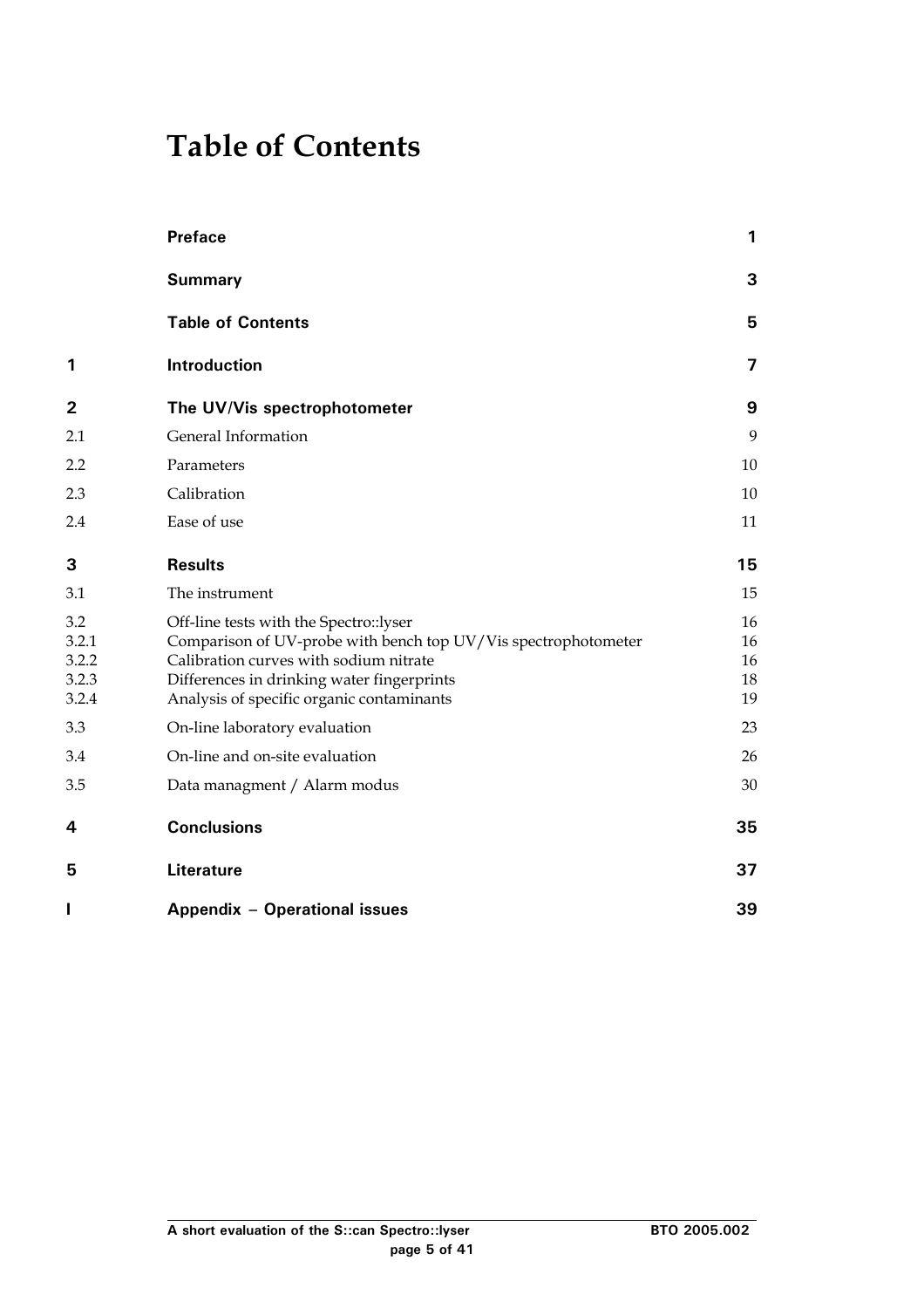# Table of Contents

| | | |
|---|---|---|
| | **Preface** | **1** |
| | **Summary** | **3** |
| | **Table of Contents** | **5** |
| **1** | **Introduction** | **7** |
| **2** | **The UV/Vis spectrophotometer** | **9** |
| 2.1 | General Information | 9 |
| 2.2 | Parameters | 10 |
| 2.3 | Calibration | 10 |
| 2.4 | Ease of use | 11 |
| **3** | **Results** | **15** |
| 3.1 | The instrument | 15 |
| 3.2 | Off-line tests with the Spectro::lyser | 16 |
| 3.2.1 | Comparison of UV-probe with bench top UV/Vis spectrophotometer | 16 |
| 3.2.2 | Calibration curves with sodium nitrate | 16 |
| 3.2.3 | Differences in drinking water fingerprints | 18 |
| 3.2.4 | Analysis of specific organic contaminants | 19 |
| 3.3 | On-line laboratory evaluation | 23 |
| 3.4 | On-line and on-site evaluation | 26 |
| 3.5 | Data managment / Alarm modus | 30 |
| **4** | **Conclusions** | **35** |
| **5** | **Literature** | **37** |
| **I** | **Appendix – Operational issues** | **39** |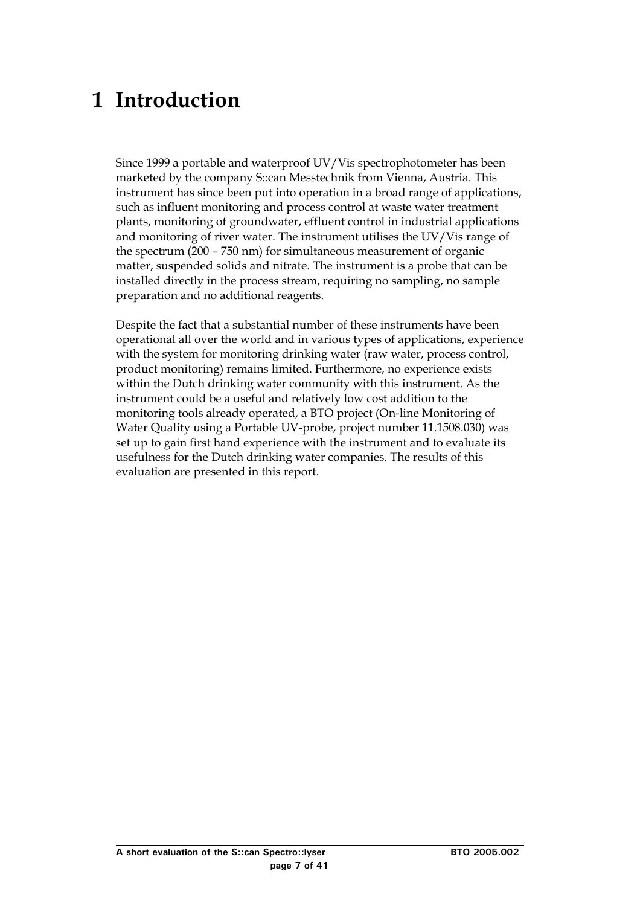# 1 Introduction

Since 1999 a portable and waterproof UV/Vis spectrophotometer has been marketed by the company S::can Messtechnik from Vienna, Austria. This instrument has since been put into operation in a broad range of applications, such as influent monitoring and process control at waste water treatment plants, monitoring of groundwater, effluent control in industrial applications and monitoring of river water. The instrument utilises the UV/Vis range of the spectrum (200 – 750 nm) for simultaneous measurement of organic matter, suspended solids and nitrate. The instrument is a probe that can be installed directly in the process stream, requiring no sampling, no sample preparation and no additional reagents.

Despite the fact that a substantial number of these instruments have been operational all over the world and in various types of applications, experience with the system for monitoring drinking water (raw water, process control, product monitoring) remains limited. Furthermore, no experience exists within the Dutch drinking water community with this instrument. As the instrument could be a useful and relatively low cost addition to the monitoring tools already operated, a BTO project (On-line Monitoring of Water Quality using a Portable UV-probe, project number 11.1508.030) was set up to gain first hand experience with the instrument and to evaluate its usefulness for the Dutch drinking water companies. The results of this evaluation are presented in this report.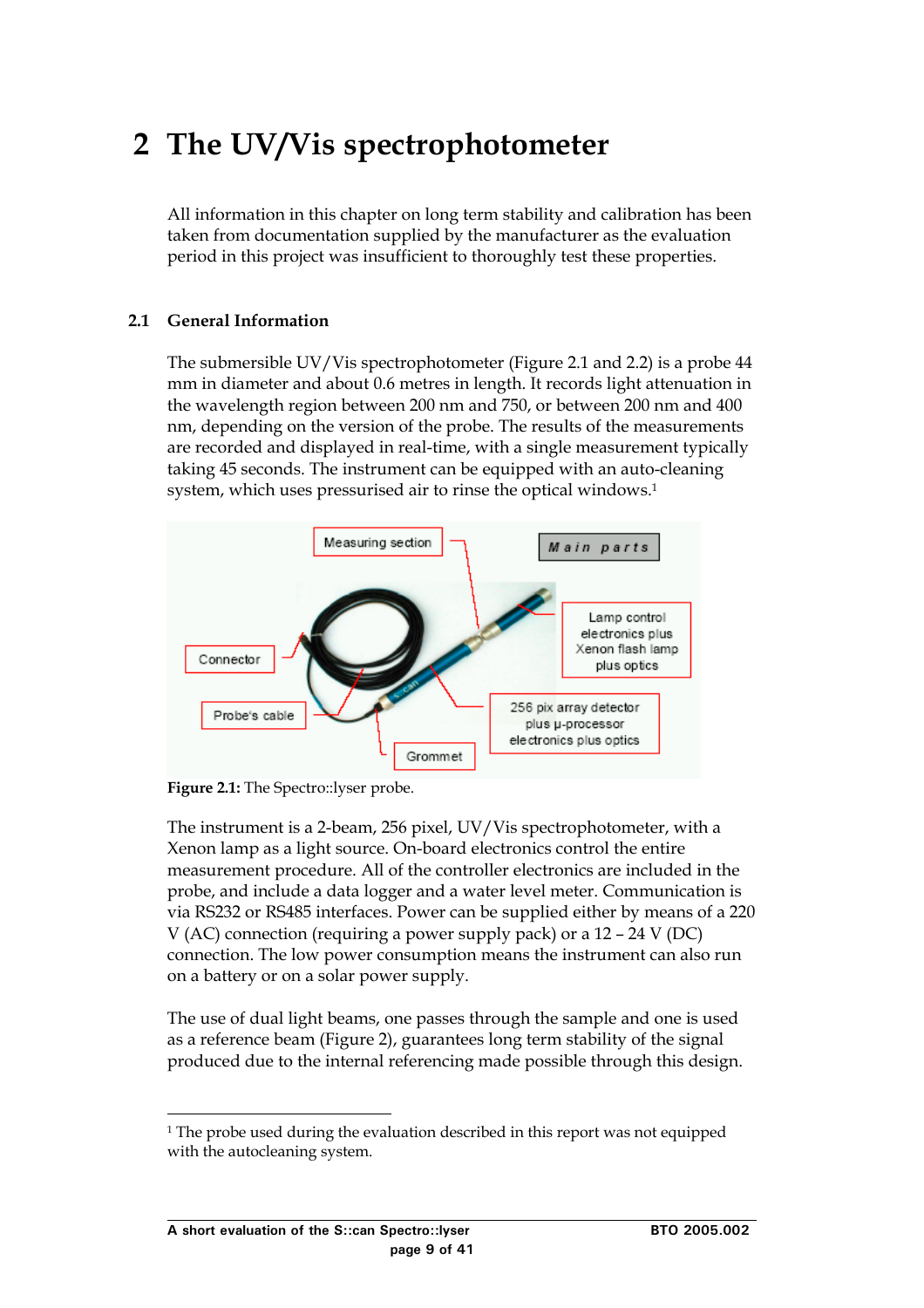# 2 The UV/Vis spectrophotometer

All information in this chapter on long term stability and calibration has been taken from documentation supplied by the manufacturer as the evaluation period in this project was insufficient to thoroughly test these properties.

## 2.1 General Information

The submersible UV/Vis spectrophotometer (Figure 2.1 and 2.2) is a probe 44 mm in diameter and about 0.6 metres in length. It records light attenuation in the wavelength region between 200 nm and 750, or between 200 nm and 400 nm, depending on the version of the probe. The results of the measurements are recorded and displayed in real-time, with a single measurement typically taking 45 seconds. The instrument can be equipped with an auto-cleaning system, which uses pressurised air to rinse the optical windows.[1]

**Figure 2.1:** The Spectro::lyser probe.

The instrument is a 2-beam, 256 pixel, UV/Vis spectrophotometer, with a Xenon lamp as a light source. On-board electronics control the entire measurement procedure. All of the controller electronics are included in the probe, and include a data logger and a water level meter. Communication is via RS232 or RS485 interfaces. Power can be supplied either by means of a 220 V (AC) connection (requiring a power supply pack) or a 12 – 24 V (DC) connection. The low power consumption means the instrument can also run on a battery or on a solar power supply.

The use of dual light beams, one passes through the sample and one is used as a reference beam (Figure 2), guarantees long term stability of the signal produced due to the internal referencing made possible through this design.

[1] The probe used during the evaluation described in this report was not equipped with the autocleaning system.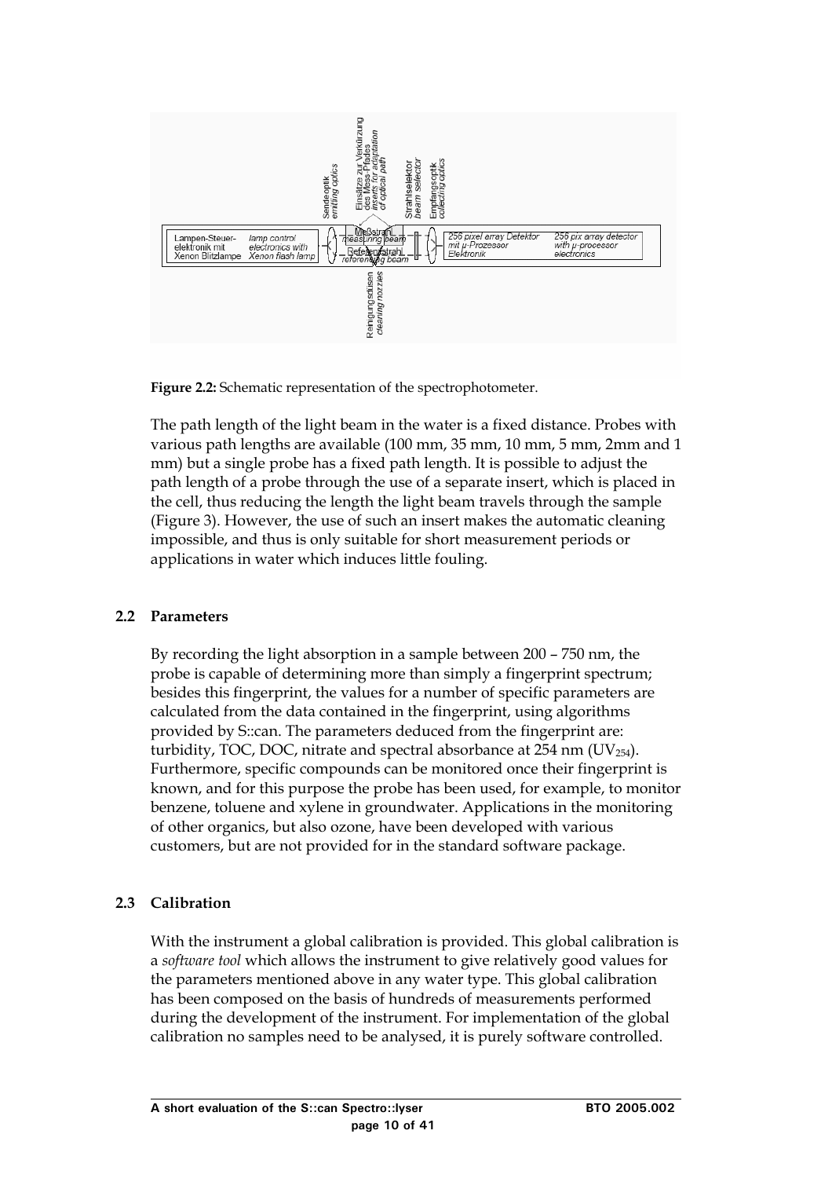Figure 2.2: Schematic representation of the spectrophotometer.

The path length of the light beam in the water is a fixed distance. Probes with various path lengths are available (100 mm, 35 mm, 10 mm, 5 mm, 2mm and 1 mm) but a single probe has a fixed path length. It is possible to adjust the path length of a probe through the use of a separate insert, which is placed in the cell, thus reducing the length the light beam travels through the sample (Figure 3). However, the use of such an insert makes the automatic cleaning impossible, and thus is only suitable for short measurement periods or applications in water which induces little fouling.

## 2.2 Parameters

By recording the light absorption in a sample between 200 – 750 nm, the probe is capable of determining more than simply a fingerprint spectrum; besides this fingerprint, the values for a number of specific parameters are calculated from the data contained in the fingerprint, using algorithms provided by S::can. The parameters deduced from the fingerprint are: turbidity, TOC, DOC, nitrate and spectral absorbance at 254 nm ($UV_{254}$). Furthermore, specific compounds can be monitored once their fingerprint is known, and for this purpose the probe has been used, for example, to monitor benzene, toluene and xylene in groundwater. Applications in the monitoring of other organics, but also ozone, have been developed with various customers, but are not provided for in the standard software package.

## 2.3 Calibration

With the instrument a global calibration is provided. This global calibration is a *software tool* which allows the instrument to give relatively good values for the parameters mentioned above in any water type. This global calibration has been composed on the basis of hundreds of measurements performed during the development of the instrument. For implementation of the global calibration no samples need to be analysed, it is purely software controlled.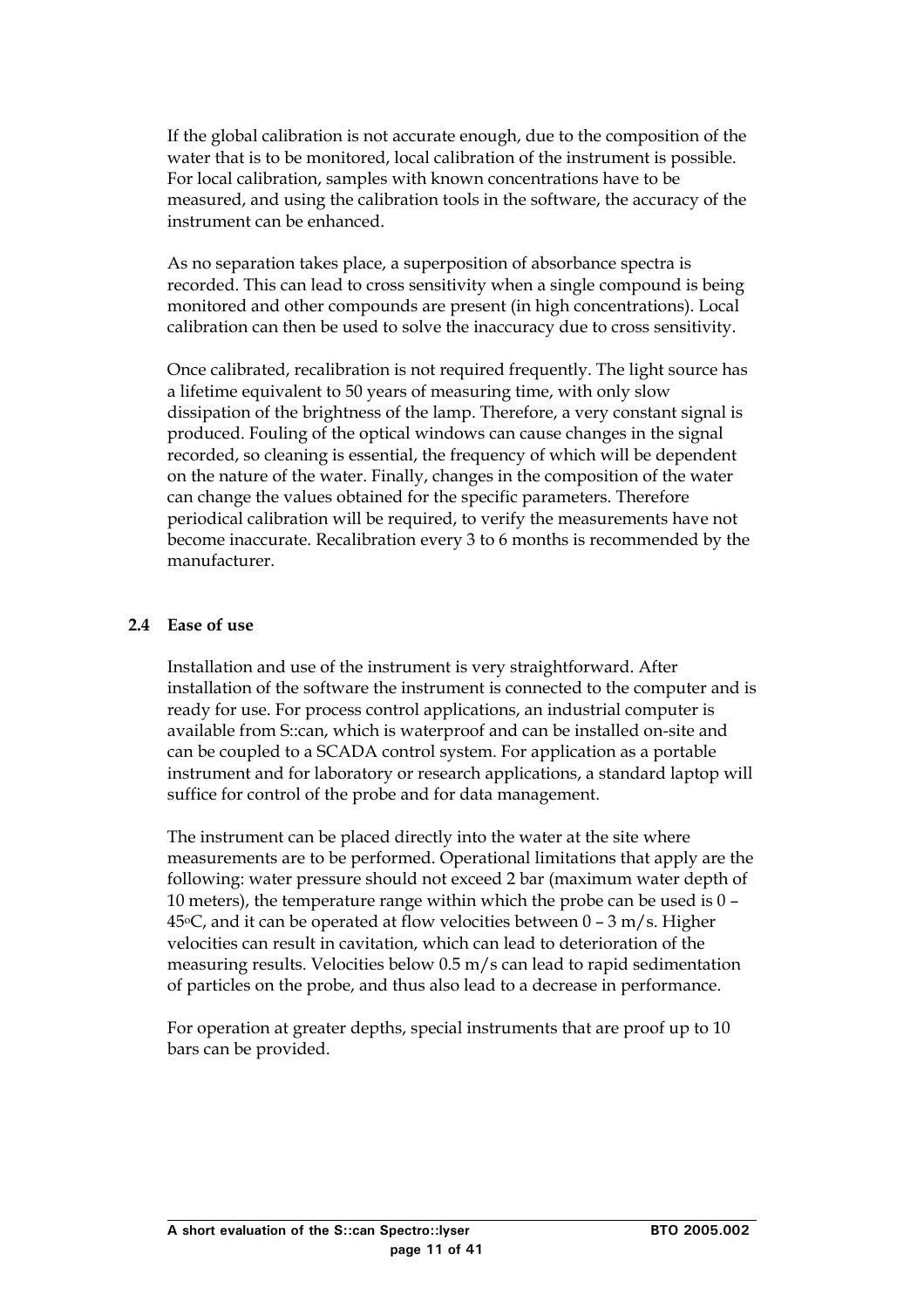If the global calibration is not accurate enough, due to the composition of the water that is to be monitored, local calibration of the instrument is possible. For local calibration, samples with known concentrations have to be measured, and using the calibration tools in the software, the accuracy of the instrument can be enhanced.

As no separation takes place, a superposition of absorbance spectra is recorded. This can lead to cross sensitivity when a single compound is being monitored and other compounds are present (in high concentrations). Local calibration can then be used to solve the inaccuracy due to cross sensitivity.

Once calibrated, recalibration is not required frequently. The light source has a lifetime equivalent to 50 years of measuring time, with only slow dissipation of the brightness of the lamp. Therefore, a very constant signal is produced. Fouling of the optical windows can cause changes in the signal recorded, so cleaning is essential, the frequency of which will be dependent on the nature of the water. Finally, changes in the composition of the water can change the values obtained for the specific parameters. Therefore periodical calibration will be required, to verify the measurements have not become inaccurate. Recalibration every 3 to 6 months is recommended by the manufacturer.

### 2.4 Ease of use

Installation and use of the instrument is very straightforward. After installation of the software the instrument is connected to the computer and is ready for use. For process control applications, an industrial computer is available from S::can, which is waterproof and can be installed on-site and can be coupled to a SCADA control system. For application as a portable instrument and for laboratory or research applications, a standard laptop will suffice for control of the probe and for data management.

The instrument can be placed directly into the water at the site where measurements are to be performed. Operational limitations that apply are the following: water pressure should not exceed 2 bar (maximum water depth of 10 meters), the temperature range within which the probe can be used is 0 – 45°C, and it can be operated at flow velocities between 0 – 3 m/s. Higher velocities can result in cavitation, which can lead to deterioration of the measuring results. Velocities below 0.5 m/s can lead to rapid sedimentation of particles on the probe, and thus also lead to a decrease in performance.

For operation at greater depths, special instruments that are proof up to 10 bars can be provided.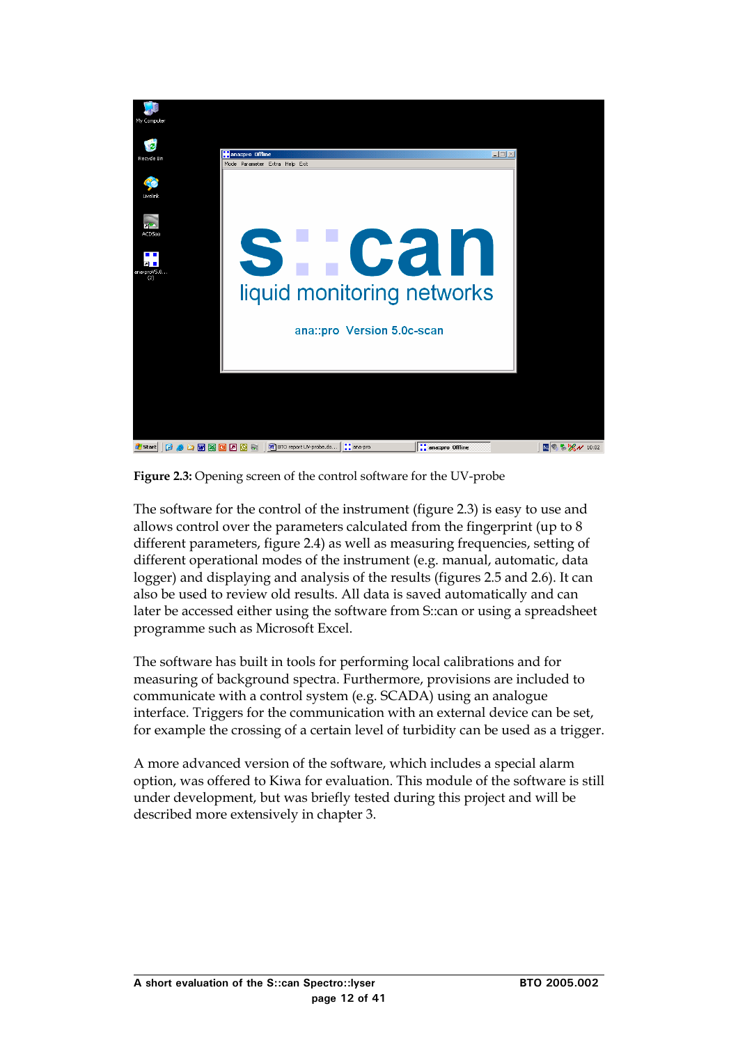**Figure 2.3:** Opening screen of the control software for the UV-probe

The software for the control of the instrument (figure 2.3) is easy to use and allows control over the parameters calculated from the fingerprint (up to 8 different parameters, figure 2.4) as well as measuring frequencies, setting of different operational modes of the instrument (e.g. manual, automatic, data logger) and displaying and analysis of the results (figures 2.5 and 2.6). It can also be used to review old results. All data is saved automatically and can later be accessed either using the software from S::can or using a spreadsheet programme such as Microsoft Excel.

The software has built in tools for performing local calibrations and for measuring of background spectra. Furthermore, provisions are included to communicate with a control system (e.g. SCADA) using an analogue interface. Triggers for the communication with an external device can be set, for example the crossing of a certain level of turbidity can be used as a trigger.

A more advanced version of the software, which includes a special alarm option, was offered to Kiwa for evaluation. This module of the software is still under development, but was briefly tested during this project and will be described more extensively in chapter 3.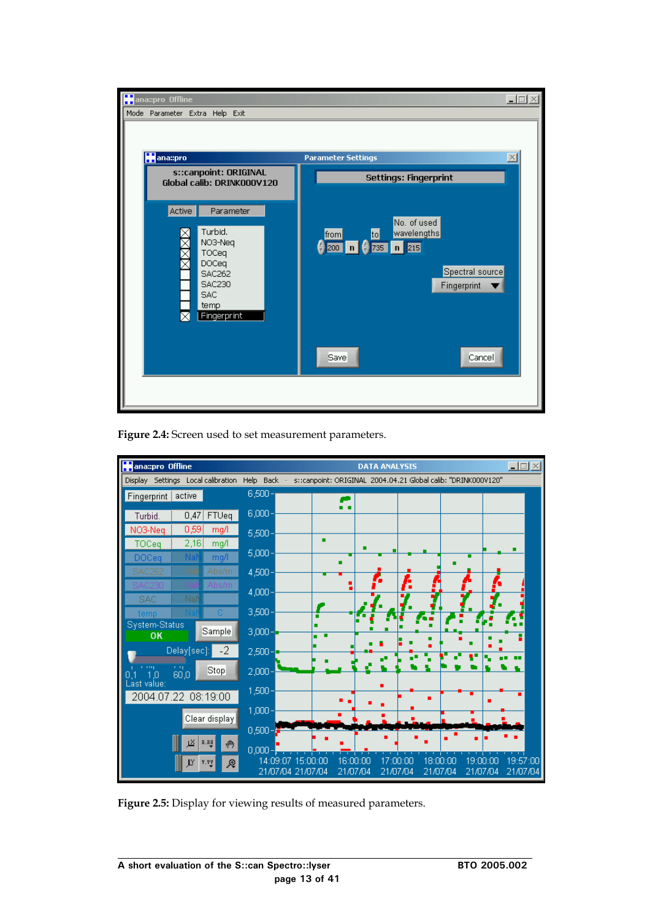**Figure 2.4:** Screen used to set measurement parameters.

**Figure 2.5:** Display for viewing results of measured parameters.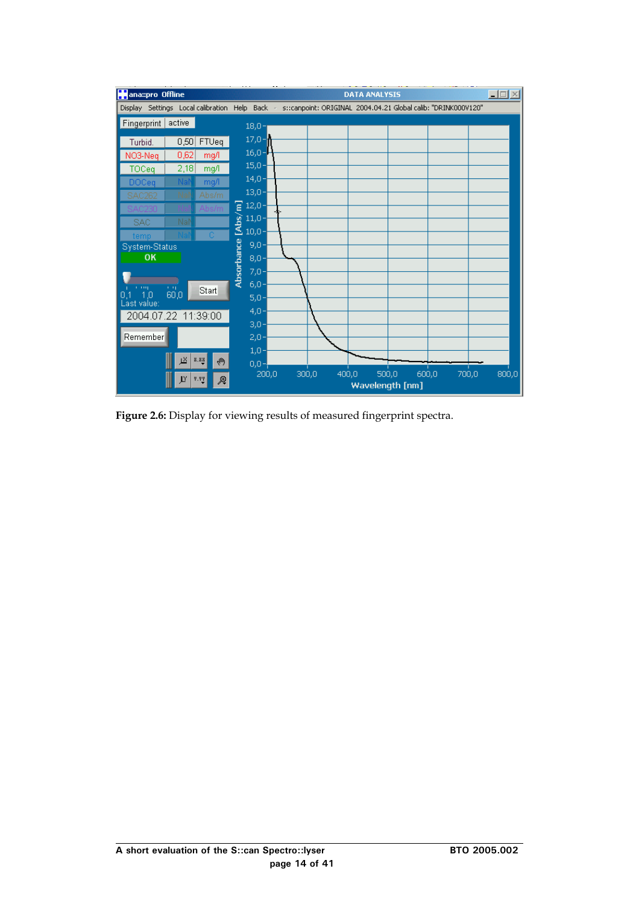**Figure 2.6:** Display for viewing results of measured fingerprint spectra.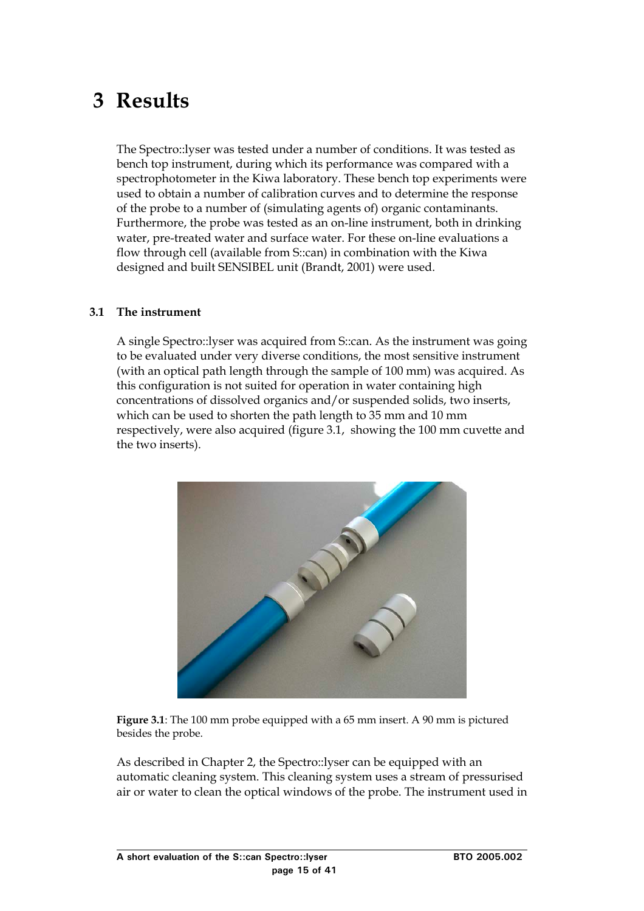# 3 Results

The Spectro::lyser was tested under a number of conditions. It was tested as bench top instrument, during which its performance was compared with a spectrophotometer in the Kiwa laboratory. These bench top experiments were used to obtain a number of calibration curves and to determine the response of the probe to a number of (simulating agents of) organic contaminants. Furthermore, the probe was tested as an on-line instrument, both in drinking water, pre-treated water and surface water. For these on-line evaluations a flow through cell (available from S::can) in combination with the Kiwa designed and built SENSIBEL unit (Brandt, 2001) were used.

## 3.1 The instrument

A single Spectro::lyser was acquired from S::can. As the instrument was going to be evaluated under very diverse conditions, the most sensitive instrument (with an optical path length through the sample of 100 mm) was acquired. As this configuration is not suited for operation in water containing high concentrations of dissolved organics and/or suspended solids, two inserts, which can be used to shorten the path length to 35 mm and 10 mm respectively, were also acquired (figure 3.1, showing the 100 mm cuvette and the two inserts).

**Figure 3.1**: The 100 mm probe equipped with a 65 mm insert. A 90 mm is pictured besides the probe.

As described in Chapter 2, the Spectro::lyser can be equipped with an automatic cleaning system. This cleaning system uses a stream of pressurised air or water to clean the optical windows of the probe. The instrument used in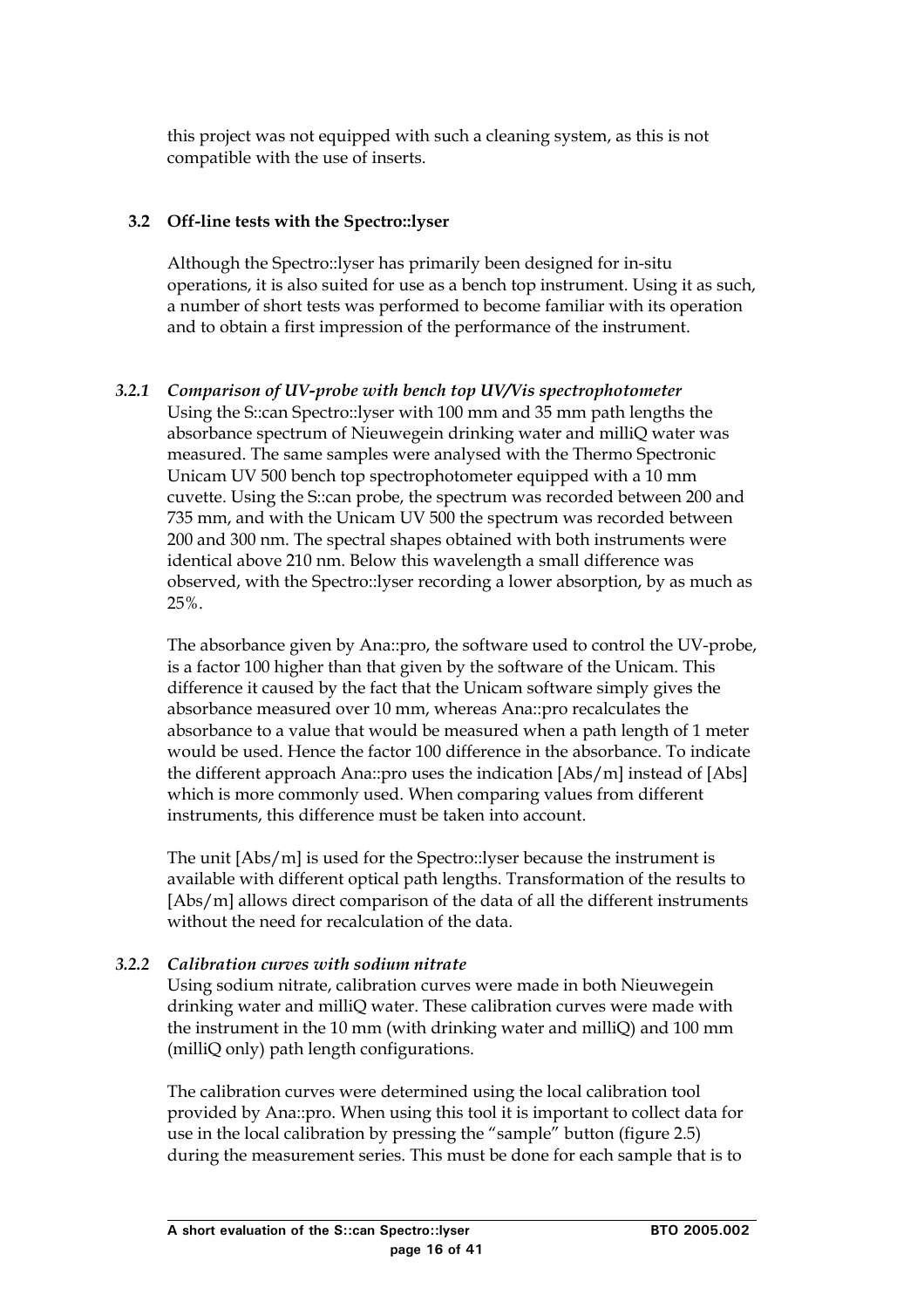this project was not equipped with such a cleaning system, as this is not compatible with the use of inserts.

## 3.2 Off-line tests with the Spectro::lyser

Although the Spectro::lyser has primarily been designed for in-situ operations, it is also suited for use as a bench top instrument. Using it as such, a number of short tests was performed to become familiar with its operation and to obtain a first impression of the performance of the instrument.

### *3.2.1 Comparison of UV-probe with bench top UV/Vis spectrophotometer*

Using the S::can Spectro::lyser with 100 mm and 35 mm path lengths the absorbance spectrum of Nieuwegein drinking water and milliQ water was measured. The same samples were analysed with the Thermo Spectronic Unicam UV 500 bench top spectrophotometer equipped with a 10 mm cuvette. Using the S::can probe, the spectrum was recorded between 200 and 735 mm, and with the Unicam UV 500 the spectrum was recorded between 200 and 300 nm. The spectral shapes obtained with both instruments were identical above 210 nm. Below this wavelength a small difference was observed, with the Spectro::lyser recording a lower absorption, by as much as 25%.

The absorbance given by Ana::pro, the software used to control the UV-probe, is a factor 100 higher than that given by the software of the Unicam. This difference it caused by the fact that the Unicam software simply gives the absorbance measured over 10 mm, whereas Ana::pro recalculates the absorbance to a value that would be measured when a path length of 1 meter would be used. Hence the factor 100 difference in the absorbance. To indicate the different approach Ana::pro uses the indication [Abs/m] instead of [Abs] which is more commonly used. When comparing values from different instruments, this difference must be taken into account.

The unit [Abs/m] is used for the Spectro::lyser because the instrument is available with different optical path lengths. Transformation of the results to [Abs/m] allows direct comparison of the data of all the different instruments without the need for recalculation of the data.

### *3.2.2 Calibration curves with sodium nitrate*

Using sodium nitrate, calibration curves were made in both Nieuwegein drinking water and milliQ water. These calibration curves were made with the instrument in the 10 mm (with drinking water and milliQ) and 100 mm (milliQ only) path length configurations.

The calibration curves were determined using the local calibration tool provided by Ana::pro. When using this tool it is important to collect data for use in the local calibration by pressing the "sample" button (figure 2.5) during the measurement series. This must be done for each sample that is to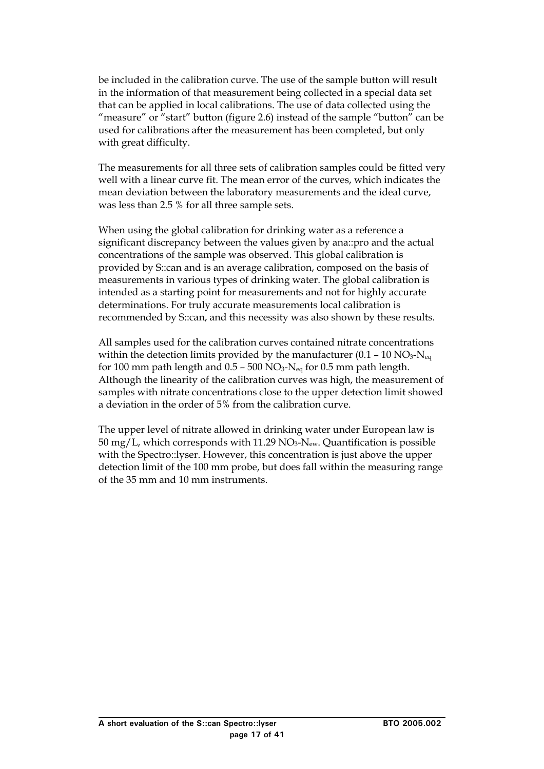be included in the calibration curve. The use of the sample button will result in the information of that measurement being collected in a special data set that can be applied in local calibrations. The use of data collected using the "measure" or "start" button (figure 2.6) instead of the sample "button" can be used for calibrations after the measurement has been completed, but only with great difficulty.

The measurements for all three sets of calibration samples could be fitted very well with a linear curve fit. The mean error of the curves, which indicates the mean deviation between the laboratory measurements and the ideal curve, was less than 2.5 % for all three sample sets.

When using the global calibration for drinking water as a reference a significant discrepancy between the values given by ana::pro and the actual concentrations of the sample was observed. This global calibration is provided by S::can and is an average calibration, composed on the basis of measurements in various types of drinking water. The global calibration is intended as a starting point for measurements and not for highly accurate determinations. For truly accurate measurements local calibration is recommended by S::can, and this necessity was also shown by these results.

All samples used for the calibration curves contained nitrate concentrations within the detection limits provided by the manufacturer (0.1 – 10 $NO_3$-$N_{eq}$ for 100 mm path length and 0.5 – 500 $NO_3$-$N_{eq}$ for 0.5 mm path length. Although the linearity of the calibration curves was high, the measurement of samples with nitrate concentrations close to the upper detection limit showed a deviation in the order of 5% from the calibration curve.

The upper level of nitrate allowed in drinking water under European law is 50 mg/L, which corresponds with 11.29 $NO_3$-$N_{ew}$. Quantification is possible with the Spectro::lyser. However, this concentration is just above the upper detection limit of the 100 mm probe, but does fall within the measuring range of the 35 mm and 10 mm instruments.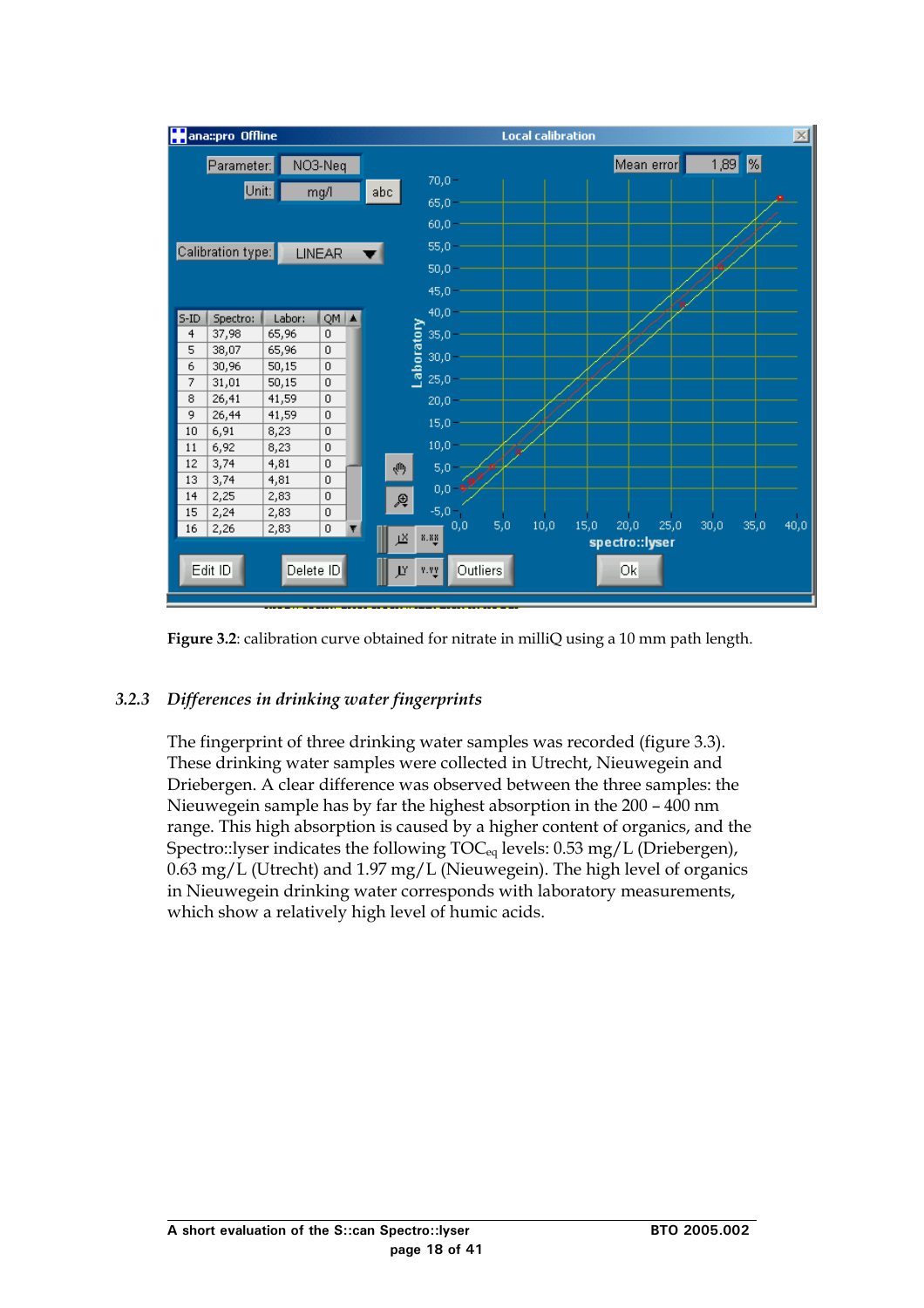Figure 3.2: calibration curve obtained for nitrate in milliQ using a 10 mm path length.

### 3.2.3 *Differences in drinking water fingerprints*

The fingerprint of three drinking water samples was recorded (figure 3.3). These drinking water samples were collected in Utrecht, Nieuwegein and Driebergen. A clear difference was observed between the three samples: the Nieuwegein sample has by far the highest absorption in the 200 – 400 nm range. This high absorption is caused by a higher content of organics, and the Spectro::lyser indicates the following $TOC_{eq}$ levels: 0.53 mg/L (Driebergen), 0.63 mg/L (Utrecht) and 1.97 mg/L (Nieuwegein). The high level of organics in Nieuwegein drinking water corresponds with laboratory measurements, which show a relatively high level of humic acids.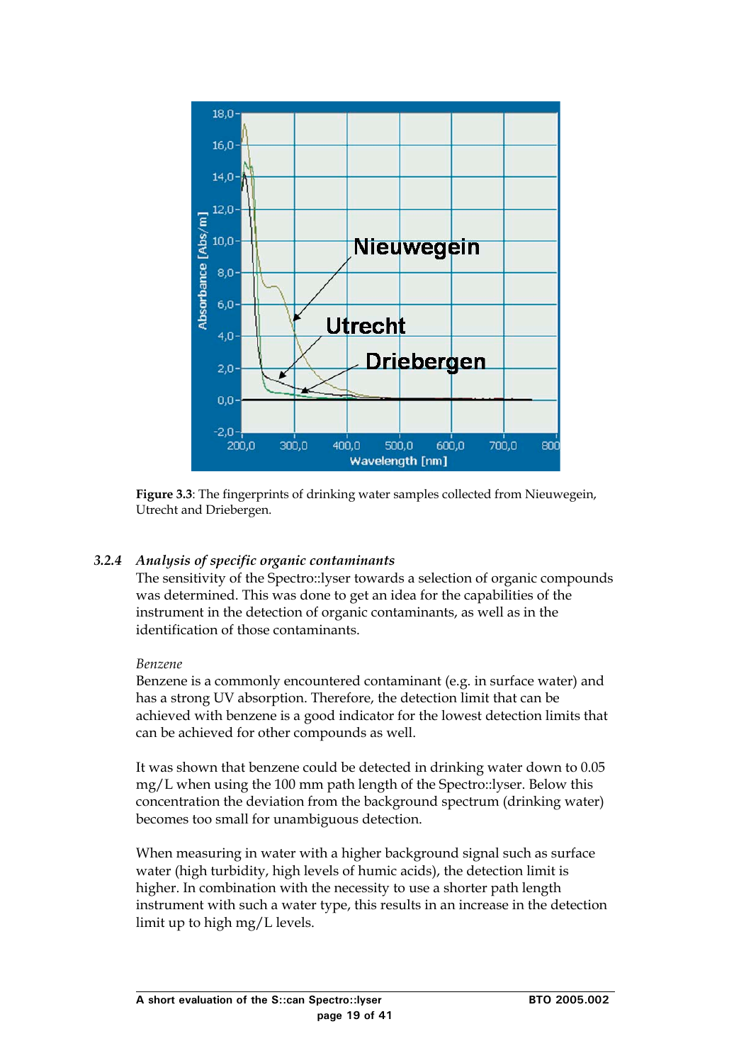**Figure 3.3**: The fingerprints of drinking water samples collected from Nieuwegein, Utrecht and Driebergen.

### 3.2.4 *Analysis of specific organic contaminants*

The sensitivity of the Spectro::lyser towards a selection of organic compounds was determined. This was done to get an idea for the capabilities of the instrument in the detection of organic contaminants, as well as in the identification of those contaminants.

*Benzene*

Benzene is a commonly encountered contaminant (e.g. in surface water) and has a strong UV absorption. Therefore, the detection limit that can be achieved with benzene is a good indicator for the lowest detection limits that can be achieved for other compounds as well.

It was shown that benzene could be detected in drinking water down to 0.05 mg/L when using the 100 mm path length of the Spectro::lyser. Below this concentration the deviation from the background spectrum (drinking water) becomes too small for unambiguous detection.

When measuring in water with a higher background signal such as surface water (high turbidity, high levels of humic acids), the detection limit is higher. In combination with the necessity to use a shorter path length instrument with such a water type, this results in an increase in the detection limit up to high mg/L levels.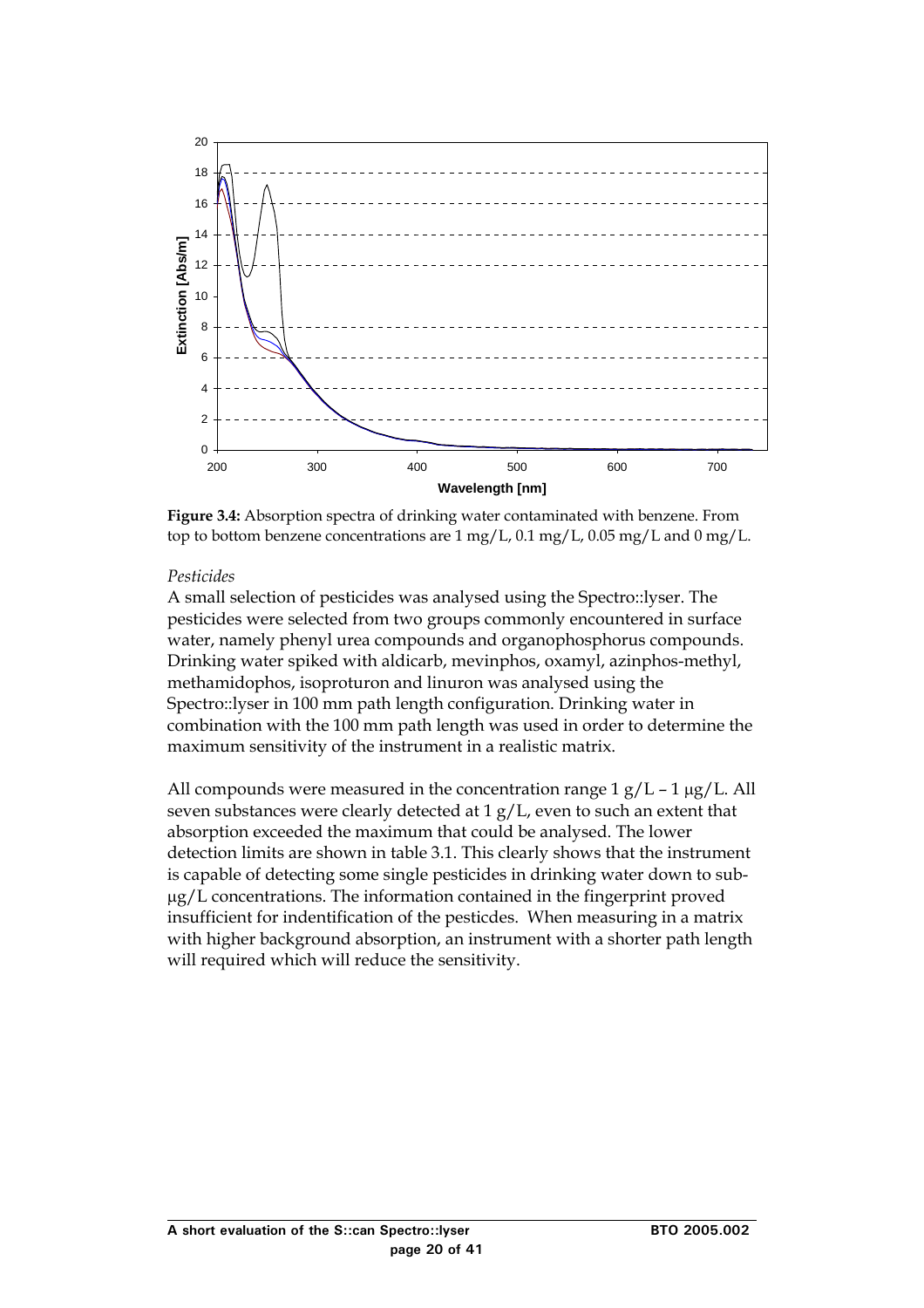**Figure 3.4:** Absorption spectra of drinking water contaminated with benzene. From top to bottom benzene concentrations are 1 mg/L, 0.1 mg/L, 0.05 mg/L and 0 mg/L.

*Pesticides*

A small selection of pesticides was analysed using the Spectro::lyser. The pesticides were selected from two groups commonly encountered in surface water, namely phenyl urea compounds and organophosphorus compounds. Drinking water spiked with aldicarb, mevinphos, oxamyl, azinphos-methyl, methamidophos, isoproturon and linuron was analysed using the Spectro::lyser in 100 mm path length configuration. Drinking water in combination with the 100 mm path length was used in order to determine the maximum sensitivity of the instrument in a realistic matrix.

All compounds were measured in the concentration range 1 g/L – 1 μg/L. All seven substances were clearly detected at 1 g/L, even to such an extent that absorption exceeded the maximum that could be analysed. The lower detection limits are shown in table 3.1. This clearly shows that the instrument is capable of detecting some single pesticides in drinking water down to sub-μg/L concentrations. The information contained in the fingerprint proved insufficient for indentification of the pesticdes. When measuring in a matrix with higher background absorption, an instrument with a shorter path length will required which will reduce the sensitivity.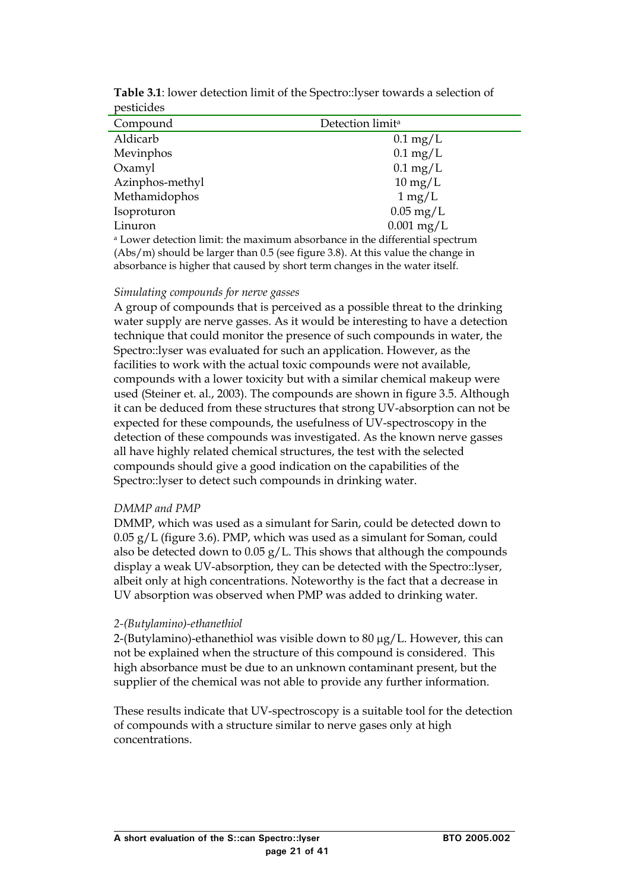**Table 3.1**: lower detection limit of the Spectro::lyser towards a selection of pesticides

| Compound | Detection limit[a] |
|---|---|
| Aldicarb | 0.1 mg/L |
| Mevinphos | 0.1 mg/L |
| Oxamyl | 0.1 mg/L |
| Azinphos-methyl | 10 mg/L |
| Methamidophos | 1 mg/L |
| Isoproturon | 0.05 mg/L |
| Linuron | 0.001 mg/L |

[a] Lower detection limit: the maximum absorbance in the differential spectrum (Abs/m) should be larger than 0.5 (see figure 3.8). At this value the change in absorbance is higher that caused by short term changes in the water itself.

*Simulating compounds for nerve gasses*

A group of compounds that is perceived as a possible threat to the drinking water supply are nerve gasses. As it would be interesting to have a detection technique that could monitor the presence of such compounds in water, the Spectro::lyser was evaluated for such an application. However, as the facilities to work with the actual toxic compounds were not available, compounds with a lower toxicity but with a similar chemical makeup were used (Steiner et. al., 2003). The compounds are shown in figure 3.5. Although it can be deduced from these structures that strong UV-absorption can not be expected for these compounds, the usefulness of UV-spectroscopy in the detection of these compounds was investigated. As the known nerve gasses all have highly related chemical structures, the test with the selected compounds should give a good indication on the capabilities of the Spectro::lyser to detect such compounds in drinking water.

*DMMP and PMP*

DMMP, which was used as a simulant for Sarin, could be detected down to 0.05 g/L (figure 3.6). PMP, which was used as a simulant for Soman, could also be detected down to 0.05 g/L. This shows that although the compounds display a weak UV-absorption, they can be detected with the Spectro::lyser, albeit only at high concentrations. Noteworthy is the fact that a decrease in UV absorption was observed when PMP was added to drinking water.

*2-(Butylamino)-ethanethiol*

2-(Butylamino)-ethanethiol was visible down to 80 μg/L. However, this can not be explained when the structure of this compound is considered. This high absorbance must be due to an unknown contaminant present, but the supplier of the chemical was not able to provide any further information.

These results indicate that UV-spectroscopy is a suitable tool for the detection of compounds with a structure similar to nerve gases only at high concentrations.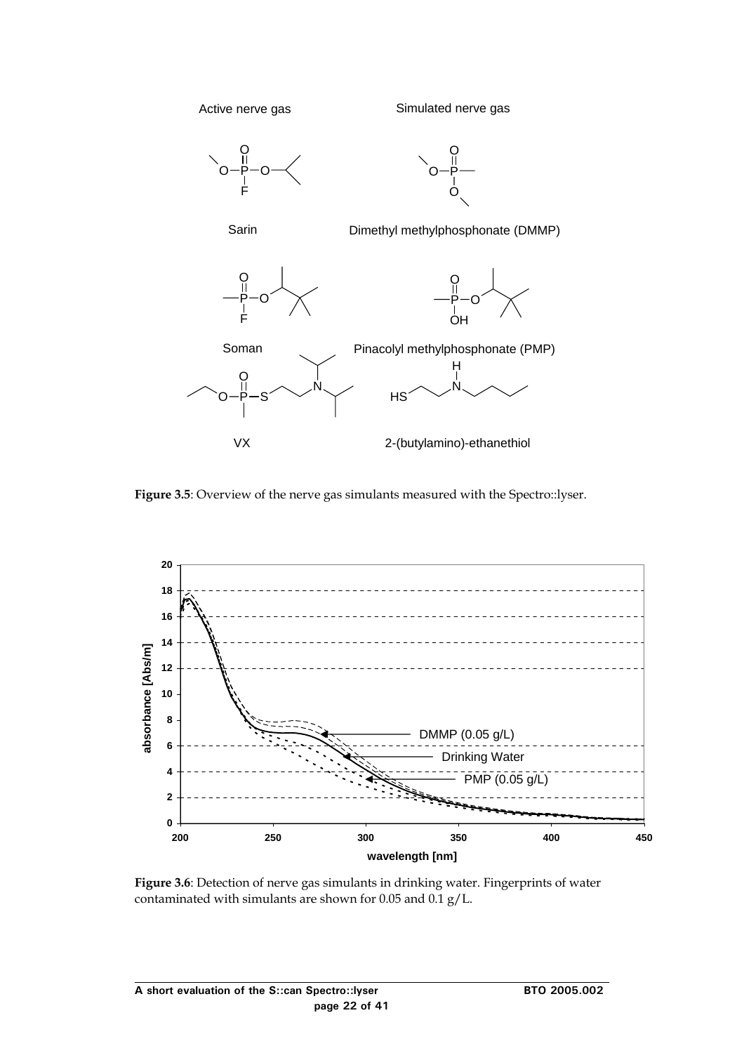Active nerve gas

Simulated nerve gas

Sarin

Dimethyl methylphosphonate (DMMP)

Soman

Pinacolyl methylphosphonate (PMP)

VX

2-(butylamino)-ethanethiol

**Figure 3.5**: Overview of the nerve gas simulants measured with the Spectro::lyser.

**Figure 3.6**: Detection of nerve gas simulants in drinking water. Fingerprints of water contaminated with simulants are shown for 0.05 and 0.1 g/L.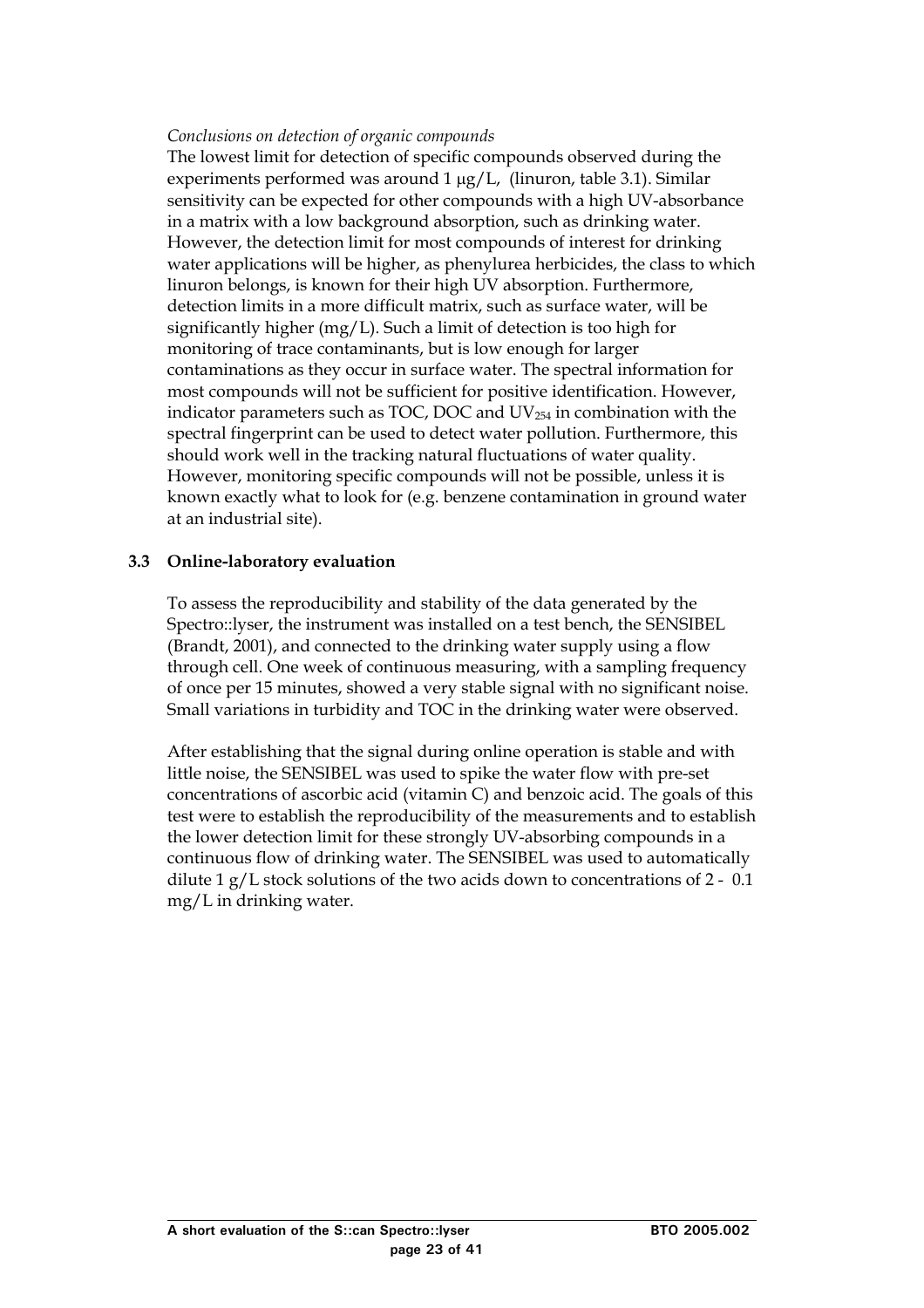*Conclusions on detection of organic compounds*

The lowest limit for detection of specific compounds observed during the experiments performed was around 1 μg/L, (linuron, table 3.1). Similar sensitivity can be expected for other compounds with a high UV-absorbance in a matrix with a low background absorption, such as drinking water. However, the detection limit for most compounds of interest for drinking water applications will be higher, as phenylurea herbicides, the class to which linuron belongs, is known for their high UV absorption. Furthermore, detection limits in a more difficult matrix, such as surface water, will be significantly higher (mg/L). Such a limit of detection is too high for monitoring of trace contaminants, but is low enough for larger contaminations as they occur in surface water. The spectral information for most compounds will not be sufficient for positive identification. However, indicator parameters such as TOC, DOC and $UV_{254}$ in combination with the spectral fingerprint can be used to detect water pollution. Furthermore, this should work well in the tracking natural fluctuations of water quality. However, monitoring specific compounds will not be possible, unless it is known exactly what to look for (e.g. benzene contamination in ground water at an industrial site).

### 3.3 Online-laboratory evaluation

To assess the reproducibility and stability of the data generated by the Spectro::lyser, the instrument was installed on a test bench, the SENSIBEL (Brandt, 2001), and connected to the drinking water supply using a flow through cell. One week of continuous measuring, with a sampling frequency of once per 15 minutes, showed a very stable signal with no significant noise. Small variations in turbidity and TOC in the drinking water were observed.

After establishing that the signal during online operation is stable and with little noise, the SENSIBEL was used to spike the water flow with pre-set concentrations of ascorbic acid (vitamin C) and benzoic acid. The goals of this test were to establish the reproducibility of the measurements and to establish the lower detection limit for these strongly UV-absorbing compounds in a continuous flow of drinking water. The SENSIBEL was used to automatically dilute 1 g/L stock solutions of the two acids down to concentrations of 2 - 0.1 mg/L in drinking water.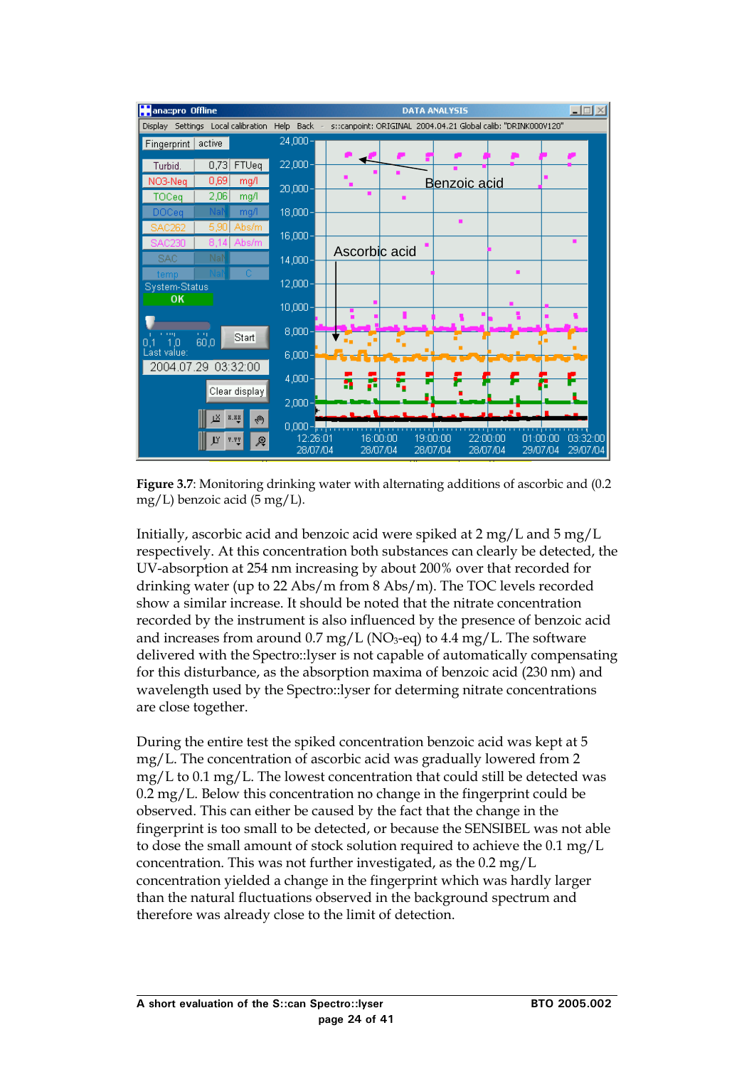**Figure 3.7**: Monitoring drinking water with alternating additions of ascorbic and (0.2 mg/L) benzoic acid (5 mg/L).

Initially, ascorbic acid and benzoic acid were spiked at 2 mg/L and 5 mg/L respectively. At this concentration both substances can clearly be detected, the UV-absorption at 254 nm increasing by about 200% over that recorded for drinking water (up to 22 Abs/m from 8 Abs/m). The TOC levels recorded show a similar increase. It should be noted that the nitrate concentration recorded by the instrument is also influenced by the presence of benzoic acid and increases from around 0.7 mg/L ($NO_3$-eq) to 4.4 mg/L. The software delivered with the Spectro::lyser is not capable of automatically compensating for this disturbance, as the absorption maxima of benzoic acid (230 nm) and wavelength used by the Spectro::lyser for determing nitrate concentrations are close together.

During the entire test the spiked concentration benzoic acid was kept at 5 mg/L. The concentration of ascorbic acid was gradually lowered from 2 mg/L to 0.1 mg/L. The lowest concentration that could still be detected was 0.2 mg/L. Below this concentration no change in the fingerprint could be observed. This can either be caused by the fact that the change in the fingerprint is too small to be detected, or because the SENSIBEL was not able to dose the small amount of stock solution required to achieve the 0.1 mg/L concentration. This was not further investigated, as the 0.2 mg/L concentration yielded a change in the fingerprint which was hardly larger than the natural fluctuations observed in the background spectrum and therefore was already close to the limit of detection.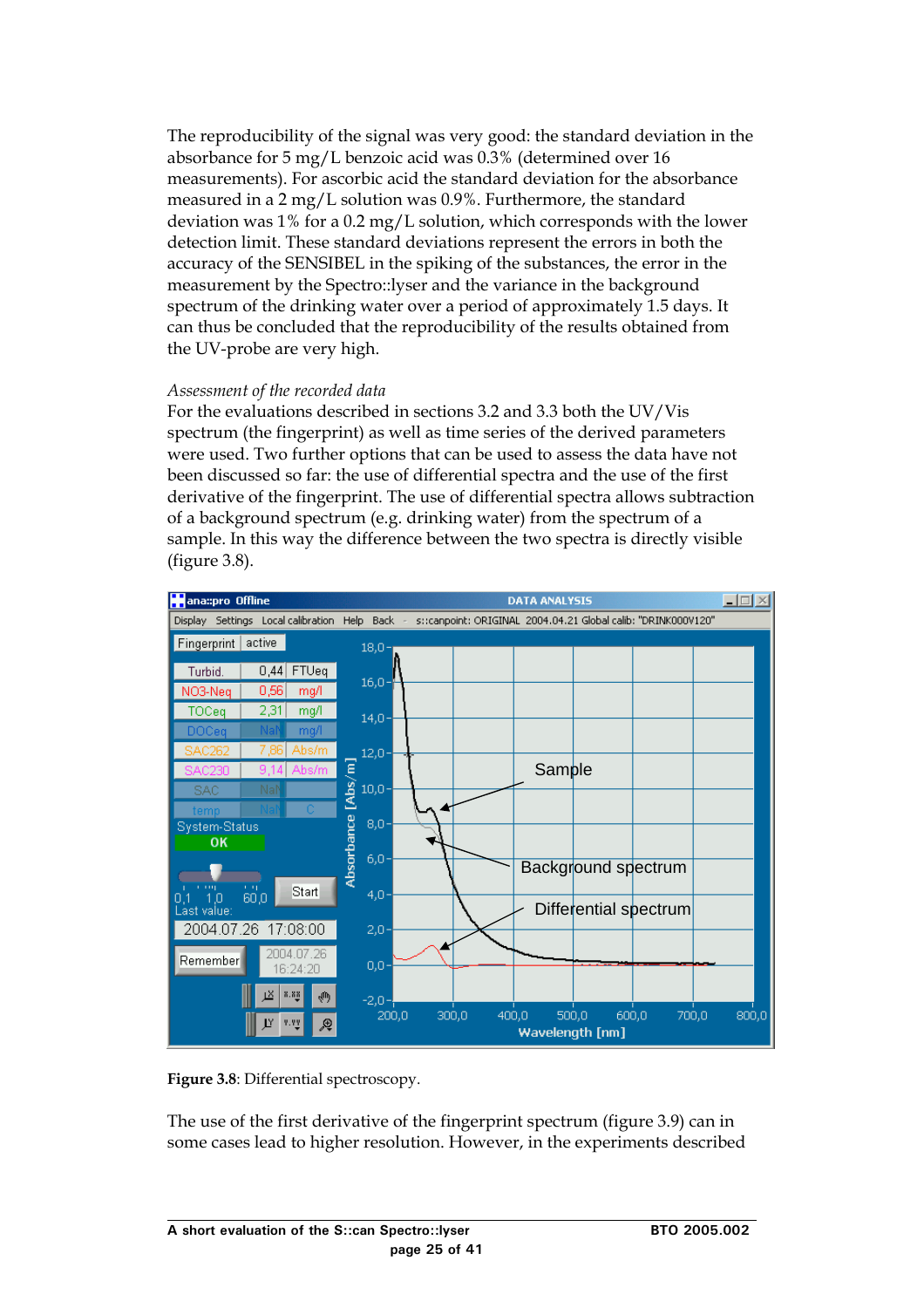The reproducibility of the signal was very good: the standard deviation in the absorbance for 5 mg/L benzoic acid was 0.3% (determined over 16 measurements). For ascorbic acid the standard deviation for the absorbance measured in a 2 mg/L solution was 0.9%. Furthermore, the standard deviation was 1% for a 0.2 mg/L solution, which corresponds with the lower detection limit. These standard deviations represent the errors in both the accuracy of the SENSIBEL in the spiking of the substances, the error in the measurement by the Spectro::lyser and the variance in the background spectrum of the drinking water over a period of approximately 1.5 days. It can thus be concluded that the reproducibility of the results obtained from the UV-probe are very high.

*Assessment of the recorded data*

For the evaluations described in sections 3.2 and 3.3 both the UV/Vis spectrum (the fingerprint) as well as time series of the derived parameters were used. Two further options that can be used to assess the data have not been discussed so far: the use of differential spectra and the use of the first derivative of the fingerprint. The use of differential spectra allows subtraction of a background spectrum (e.g. drinking water) from the spectrum of a sample. In this way the difference between the two spectra is directly visible (figure 3.8).

**Figure 3.8**: Differential spectroscopy.

The use of the first derivative of the fingerprint spectrum (figure 3.9) can in some cases lead to higher resolution. However, in the experiments described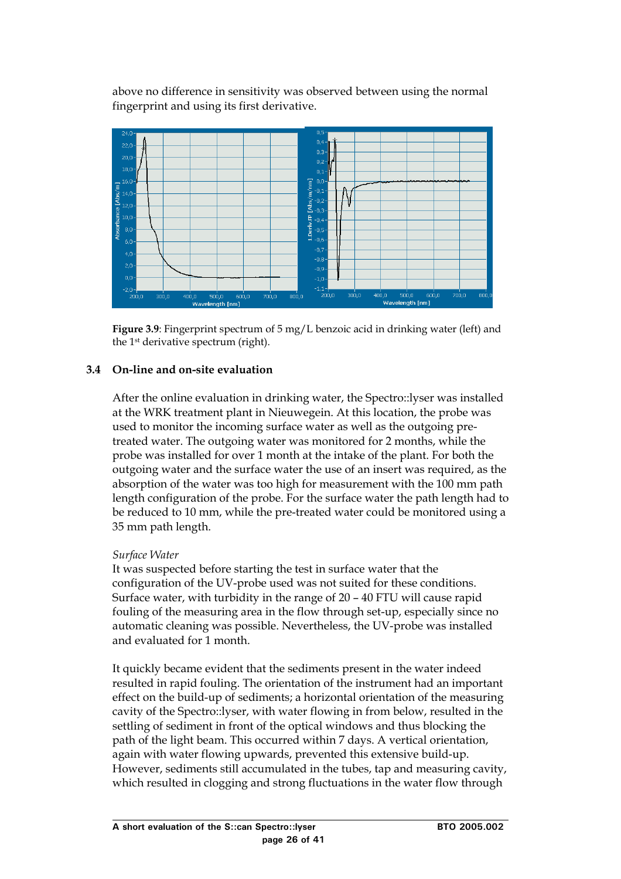above no difference in sensitivity was observed between using the normal fingerprint and using its first derivative.

**Figure 3.9**: Fingerprint spectrum of 5 mg/L benzoic acid in drinking water (left) and the 1st derivative spectrum (right).

### 3.4 On-line and on-site evaluation

After the online evaluation in drinking water, the Spectro::lyser was installed at the WRK treatment plant in Nieuwegein. At this location, the probe was used to monitor the incoming surface water as well as the outgoing pre-treated water. The outgoing water was monitored for 2 months, while the probe was installed for over 1 month at the intake of the plant. For both the outgoing water and the surface water the use of an insert was required, as the absorption of the water was too high for measurement with the 100 mm path length configuration of the probe. For the surface water the path length had to be reduced to 10 mm, while the pre-treated water could be monitored using a 35 mm path length.

*Surface Water*
It was suspected before starting the test in surface water that the configuration of the UV-probe used was not suited for these conditions. Surface water, with turbidity in the range of 20 – 40 FTU will cause rapid fouling of the measuring area in the flow through set-up, especially since no automatic cleaning was possible. Nevertheless, the UV-probe was installed and evaluated for 1 month.

It quickly became evident that the sediments present in the water indeed resulted in rapid fouling. The orientation of the instrument had an important effect on the build-up of sediments; a horizontal orientation of the measuring cavity of the Spectro::lyser, with water flowing in from below, resulted in the settling of sediment in front of the optical windows and thus blocking the path of the light beam. This occurred within 7 days. A vertical orientation, again with water flowing upwards, prevented this extensive build-up. However, sediments still accumulated in the tubes, tap and measuring cavity, which resulted in clogging and strong fluctuations in the water flow through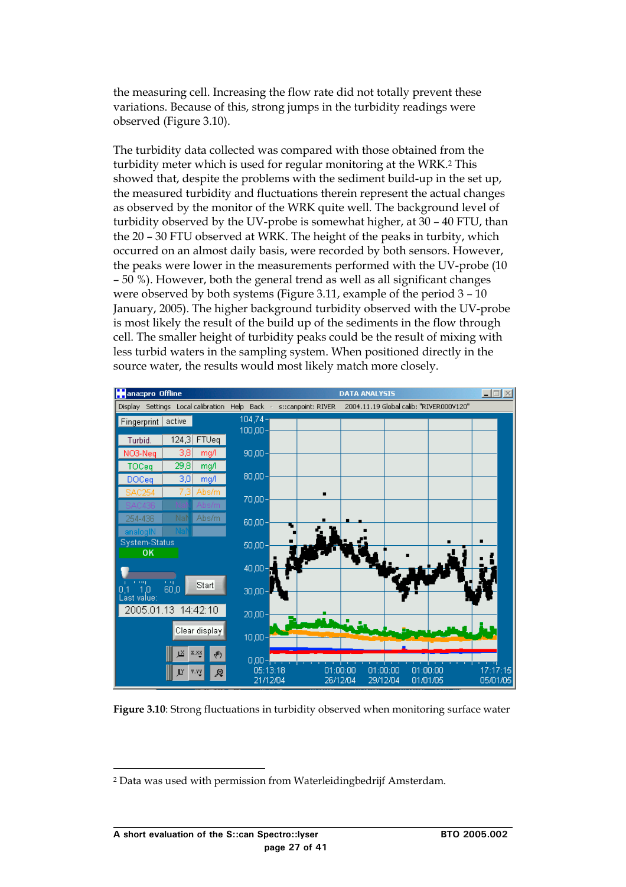the measuring cell. Increasing the flow rate did not totally prevent these variations. Because of this, strong jumps in the turbidity readings were observed (Figure 3.10).

The turbidity data collected was compared with those obtained from the turbidity meter which is used for regular monitoring at the WRK.[2] This showed that, despite the problems with the sediment build-up in the set up, the measured turbidity and fluctuations therein represent the actual changes as observed by the monitor of the WRK quite well. The background level of turbidity observed by the UV-probe is somewhat higher, at 30 – 40 FTU, than the 20 – 30 FTU observed at WRK. The height of the peaks in turbity, which occurred on an almost daily basis, were recorded by both sensors. However, the peaks were lower in the measurements performed with the UV-probe (10 – 50 %). However, both the general trend as well as all significant changes were observed by both systems (Figure 3.11, example of the period 3 – 10 January, 2005). The higher background turbidity observed with the UV-probe is most likely the result of the build up of the sediments in the flow through cell. The smaller height of turbidity peaks could be the result of mixing with less turbid waters in the sampling system. When positioned directly in the source water, the results would most likely match more closely.

**Figure 3.10**: Strong fluctuations in turbidity observed when monitoring surface water

[2] Data was used with permission from Waterleidingbedrijf Amsterdam.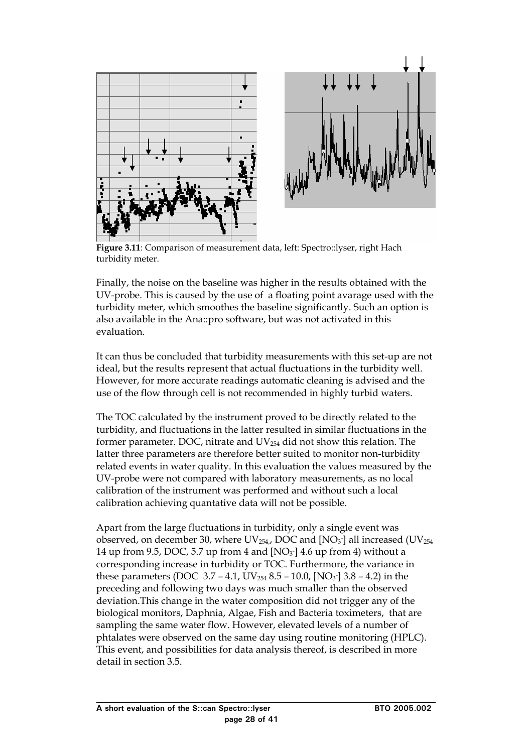**Figure 3.11**: Comparison of measurement data, left: Spectro::lyser, right Hach turbidity meter.

Finally, the noise on the baseline was higher in the results obtained with the UV-probe. This is caused by the use of a floating point avarage used with the turbidity meter, which smoothes the baseline significantly. Such an option is also available in the Ana::pro software, but was not activated in this evaluation.

It can thus be concluded that turbidity measurements with this set-up are not ideal, but the results represent that actual fluctuations in the turbidity well. However, for more accurate readings automatic cleaning is advised and the use of the flow through cell is not recommended in highly turbid waters.

The TOC calculated by the instrument proved to be directly related to the turbidity, and fluctuations in the latter resulted in similar fluctuations in the former parameter. DOC, nitrate and $UV_{254}$ did not show this relation. The latter three parameters are therefore better suited to monitor non-turbidity related events in water quality. In this evaluation the values measured by the UV-probe were not compared with laboratory measurements, as no local calibration of the instrument was performed and without such a local calibration achieving quantative data will not be possible.

Apart from the large fluctuations in turbidity, only a single event was observed, on december 30, where $UV_{254}$,, DOC and $[NO_3^-]$ all increased ($UV_{254}$ 14 up from 9.5, DOC, 5.7 up from 4 and $[NO_3^-]$ 4.6 up from 4) without a corresponding increase in turbidity or TOC. Furthermore, the variance in these parameters (DOC 3.7 – 4.1, $UV_{254}$ 8.5 – 10.0, $[NO_3^-]$ 3.8 – 4.2) in the preceding and following two days was much smaller than the observed deviation.This change in the water composition did not trigger any of the biological monitors, Daphnia, Algae, Fish and Bacteria toximeters, that are sampling the same water flow. However, elevated levels of a number of phtalates were observed on the same day using routine monitoring (HPLC). This event, and possibilities for data analysis thereof, is described in more detail in section 3.5.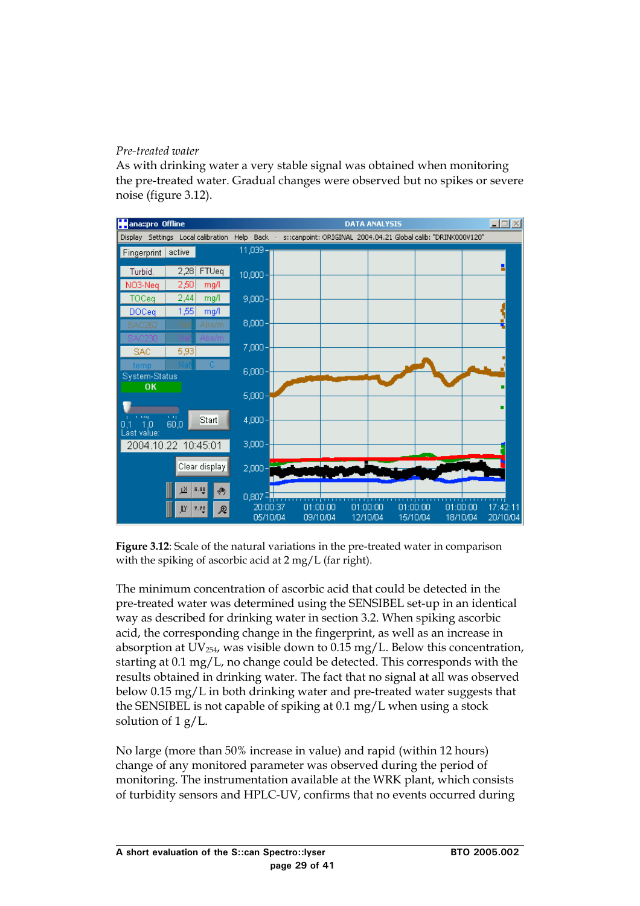*Pre-treated water*

As with drinking water a very stable signal was obtained when monitoring the pre-treated water. Gradual changes were observed but no spikes or severe noise (figure 3.12).

**Figure 3.12**: Scale of the natural variations in the pre-treated water in comparison with the spiking of ascorbic acid at 2 mg/L (far right).

The minimum concentration of ascorbic acid that could be detected in the pre-treated water was determined using the SENSIBEL set-up in an identical way as described for drinking water in section 3.2. When spiking ascorbic acid, the corresponding change in the fingerprint, as well as an increase in absorption at $UV_{254}$, was visible down to 0.15 mg/L. Below this concentration, starting at 0.1 mg/L, no change could be detected. This corresponds with the results obtained in drinking water. The fact that no signal at all was observed below 0.15 mg/L in both drinking water and pre-treated water suggests that the SENSIBEL is not capable of spiking at 0.1 mg/L when using a stock solution of 1 g/L.

No large (more than 50% increase in value) and rapid (within 12 hours) change of any monitored parameter was observed during the period of monitoring. The instrumentation available at the WRK plant, which consists of turbidity sensors and HPLC-UV, confirms that no events occurred during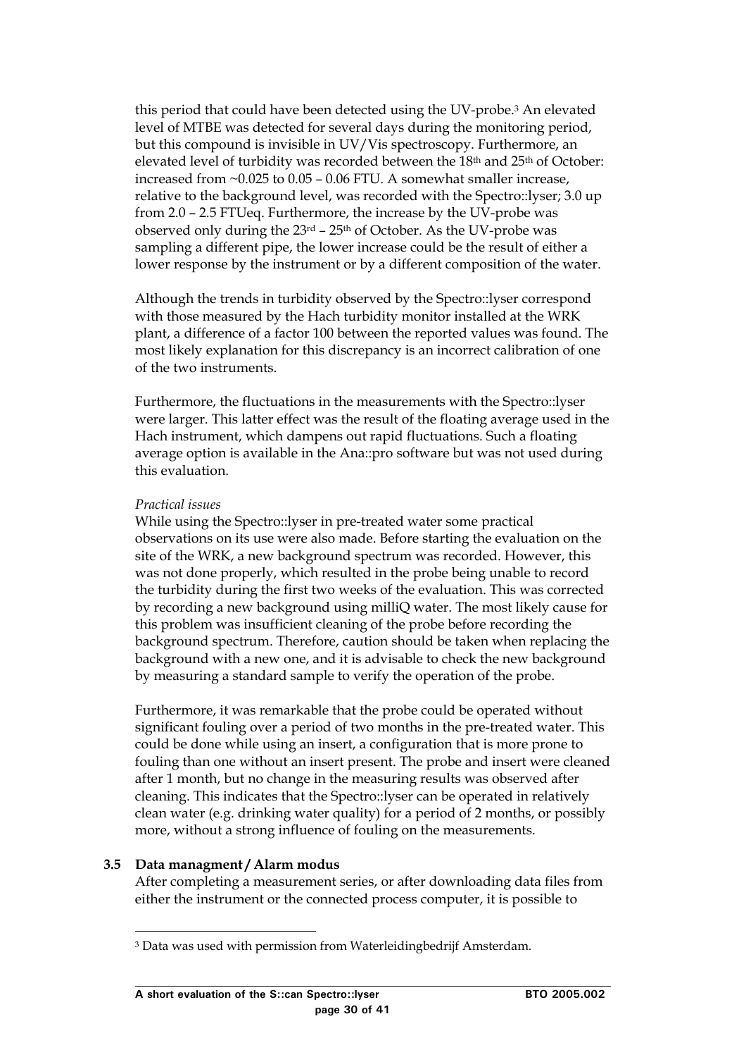this period that could have been detected using the UV-probe.[3] An elevated level of MTBE was detected for several days during the monitoring period, but this compound is invisible in UV/Vis spectroscopy. Furthermore, an elevated level of turbidity was recorded between the 18th and 25th of October: increased from ~0.025 to 0.05 – 0.06 FTU. A somewhat smaller increase, relative to the background level, was recorded with the Spectro::lyser; 3.0 up from 2.0 – 2.5 FTUeq. Furthermore, the increase by the UV-probe was observed only during the 23rd – 25th of October. As the UV-probe was sampling a different pipe, the lower increase could be the result of either a lower response by the instrument or by a different composition of the water.

Although the trends in turbidity observed by the Spectro::lyser correspond with those measured by the Hach turbidity monitor installed at the WRK plant, a difference of a factor 100 between the reported values was found. The most likely explanation for this discrepancy is an incorrect calibration of one of the two instruments.

Furthermore, the fluctuations in the measurements with the Spectro::lyser were larger. This latter effect was the result of the floating average used in the Hach instrument, which dampens out rapid fluctuations. Such a floating average option is available in the Ana::pro software but was not used during this evaluation.

*Practical issues*

While using the Spectro::lyser in pre-treated water some practical observations on its use were also made. Before starting the evaluation on the site of the WRK, a new background spectrum was recorded. However, this was not done properly, which resulted in the probe being unable to record the turbidity during the first two weeks of the evaluation. This was corrected by recording a new background using milliQ water. The most likely cause for this problem was insufficient cleaning of the probe before recording the background spectrum. Therefore, caution should be taken when replacing the background with a new one, and it is advisable to check the new background by measuring a standard sample to verify the operation of the probe.

Furthermore, it was remarkable that the probe could be operated without significant fouling over a period of two months in the pre-treated water. This could be done while using an insert, a configuration that is more prone to fouling than one without an insert present. The probe and insert were cleaned after 1 month, but no change in the measuring results was observed after cleaning. This indicates that the Spectro::lyser can be operated in relatively clean water (e.g. drinking water quality) for a period of 2 months, or possibly more, without a strong influence of fouling on the measurements.

### 3.5 Data managment / Alarm modus

After completing a measurement series, or after downloading data files from either the instrument or the connected process computer, it is possible to

[3] Data was used with permission from Waterleidingbedrijf Amsterdam.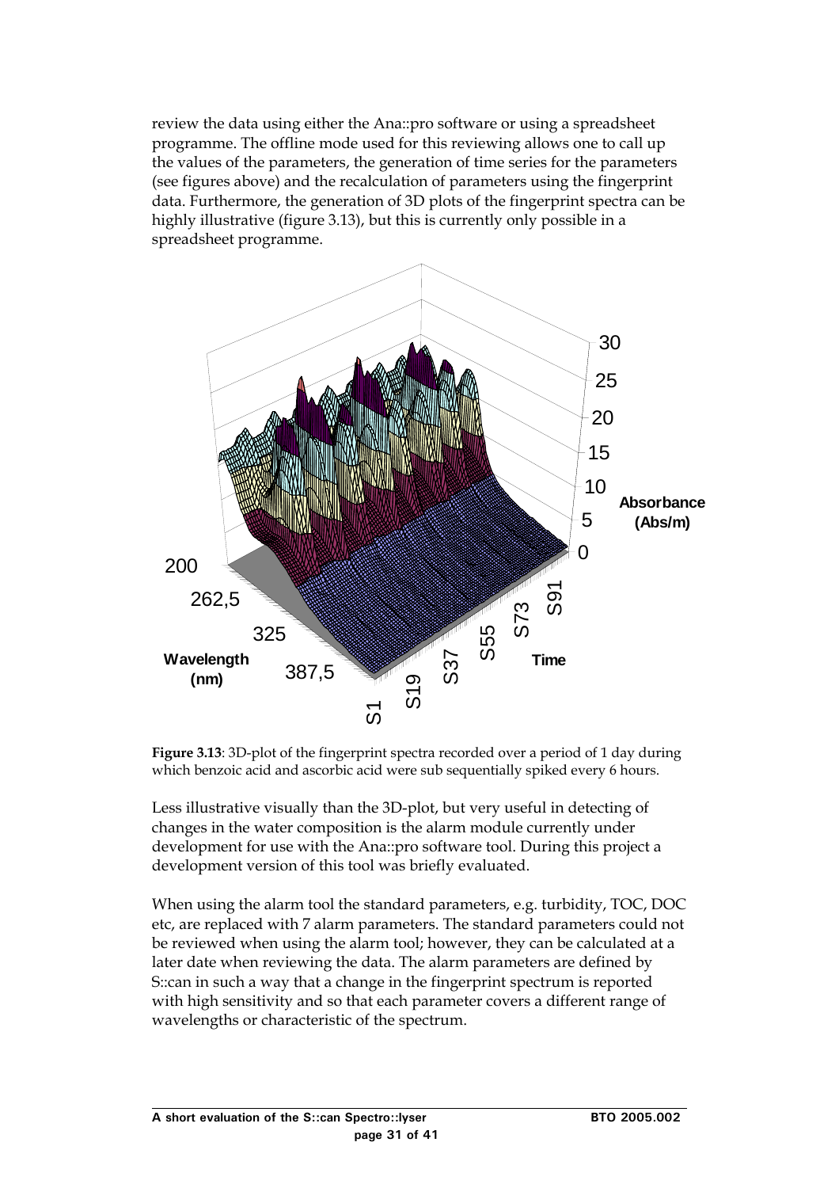review the data using either the Ana::pro software or using a spreadsheet programme. The offline mode used for this reviewing allows one to call up the values of the parameters, the generation of time series for the parameters (see figures above) and the recalculation of parameters using the fingerprint data. Furthermore, the generation of 3D plots of the fingerprint spectra can be highly illustrative (figure 3.13), but this is currently only possible in a spreadsheet programme.

**Figure 3.13**: 3D-plot of the fingerprint spectra recorded over a period of 1 day during which benzoic acid and ascorbic acid were sub sequentially spiked every 6 hours.

Less illustrative visually than the 3D-plot, but very useful in detecting of changes in the water composition is the alarm module currently under development for use with the Ana::pro software tool. During this project a development version of this tool was briefly evaluated.

When using the alarm tool the standard parameters, e.g. turbidity, TOC, DOC etc, are replaced with 7 alarm parameters. The standard parameters could not be reviewed when using the alarm tool; however, they can be calculated at a later date when reviewing the data. The alarm parameters are defined by S::can in such a way that a change in the fingerprint spectrum is reported with high sensitivity and so that each parameter covers a different range of wavelengths or characteristic of the spectrum.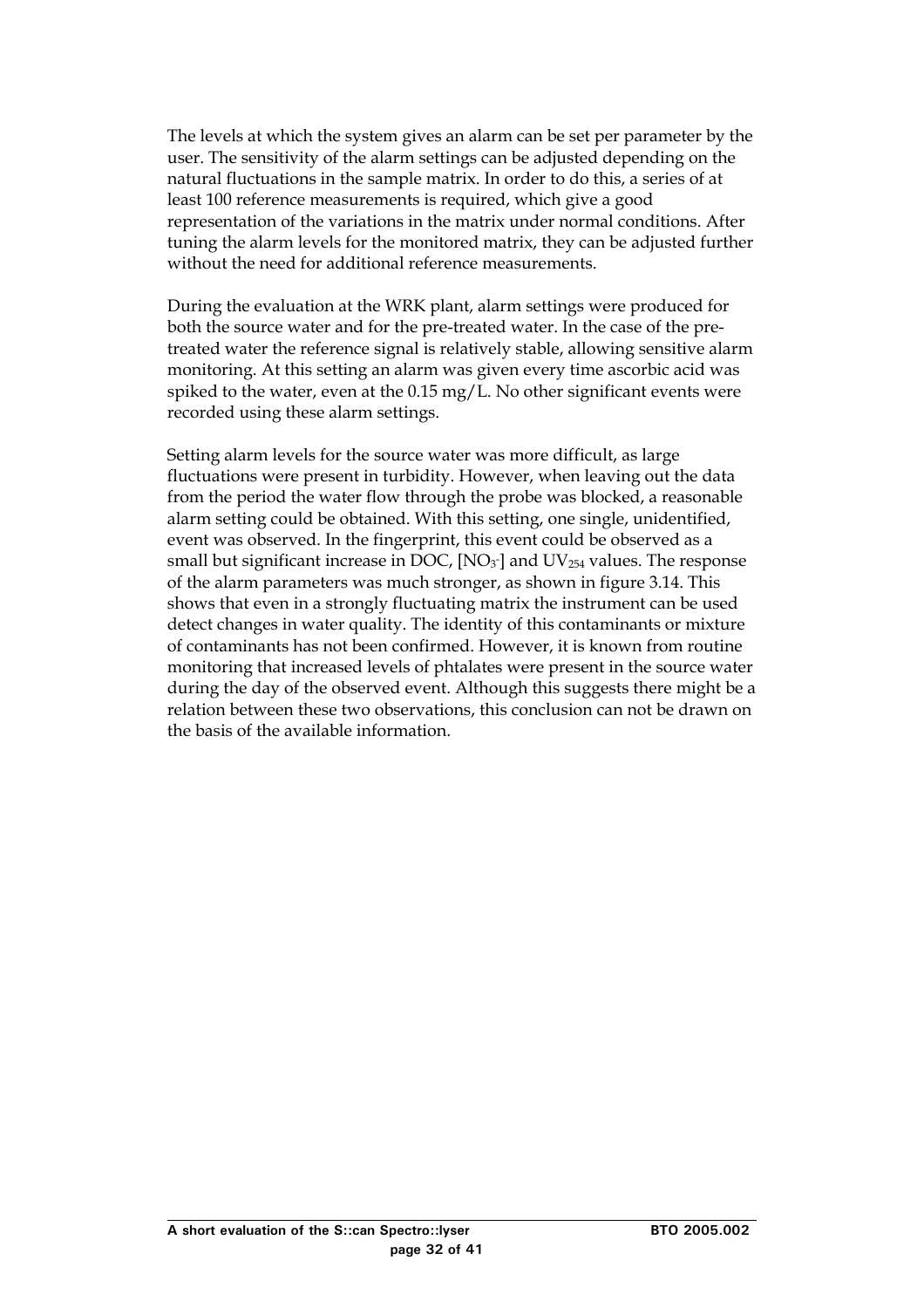The levels at which the system gives an alarm can be set per parameter by the user. The sensitivity of the alarm settings can be adjusted depending on the natural fluctuations in the sample matrix. In order to do this, a series of at least 100 reference measurements is required, which give a good representation of the variations in the matrix under normal conditions. After tuning the alarm levels for the monitored matrix, they can be adjusted further without the need for additional reference measurements.

During the evaluation at the WRK plant, alarm settings were produced for both the source water and for the pre-treated water. In the case of the pre-treated water the reference signal is relatively stable, allowing sensitive alarm monitoring. At this setting an alarm was given every time ascorbic acid was spiked to the water, even at the 0.15 mg/L. No other significant events were recorded using these alarm settings.

Setting alarm levels for the source water was more difficult, as large fluctuations were present in turbidity. However, when leaving out the data from the period the water flow through the probe was blocked, a reasonable alarm setting could be obtained. With this setting, one single, unidentified, event was observed. In the fingerprint, this event could be observed as a small but significant increase in DOC, $[NO_3^-]$ and $UV_{254}$ values. The response of the alarm parameters was much stronger, as shown in figure 3.14. This shows that even in a strongly fluctuating matrix the instrument can be used detect changes in water quality. The identity of this contaminants or mixture of contaminants has not been confirmed. However, it is known from routine monitoring that increased levels of phtalates were present in the source water during the day of the observed event. Although this suggests there might be a relation between these two observations, this conclusion can not be drawn on the basis of the available information.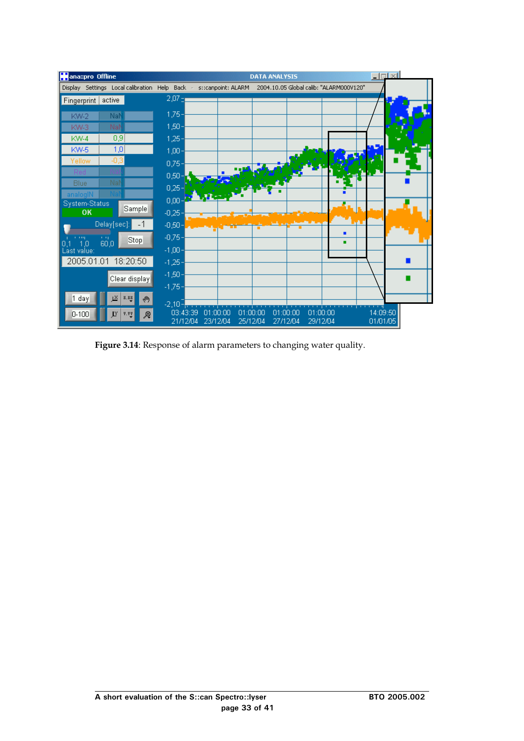**Figure 3.14**: Response of alarm parameters to changing water quality.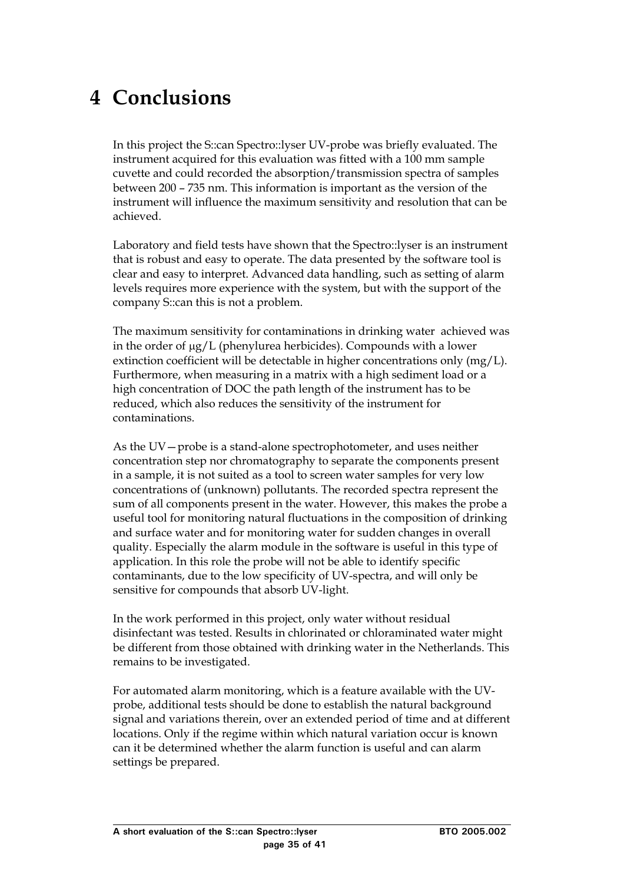# 4 Conclusions

In this project the S::can Spectro::lyser UV-probe was briefly evaluated. The instrument acquired for this evaluation was fitted with a 100 mm sample cuvette and could recorded the absorption/transmission spectra of samples between 200 – 735 nm. This information is important as the version of the instrument will influence the maximum sensitivity and resolution that can be achieved.

Laboratory and field tests have shown that the Spectro::lyser is an instrument that is robust and easy to operate. The data presented by the software tool is clear and easy to interpret. Advanced data handling, such as setting of alarm levels requires more experience with the system, but with the support of the company S::can this is not a problem.

The maximum sensitivity for contaminations in drinking water achieved was in the order of μg/L (phenylurea herbicides). Compounds with a lower extinction coefficient will be detectable in higher concentrations only (mg/L). Furthermore, when measuring in a matrix with a high sediment load or a high concentration of DOC the path length of the instrument has to be reduced, which also reduces the sensitivity of the instrument for contaminations.

As the UV—probe is a stand-alone spectrophotometer, and uses neither concentration step nor chromatography to separate the components present in a sample, it is not suited as a tool to screen water samples for very low concentrations of (unknown) pollutants. The recorded spectra represent the sum of all components present in the water. However, this makes the probe a useful tool for monitoring natural fluctuations in the composition of drinking and surface water and for monitoring water for sudden changes in overall quality. Especially the alarm module in the software is useful in this type of application. In this role the probe will not be able to identify specific contaminants, due to the low specificity of UV-spectra, and will only be sensitive for compounds that absorb UV-light.

In the work performed in this project, only water without residual disinfectant was tested. Results in chlorinated or chloraminated water might be different from those obtained with drinking water in the Netherlands. This remains to be investigated.

For automated alarm monitoring, which is a feature available with the UV-probe, additional tests should be done to establish the natural background signal and variations therein, over an extended period of time and at different locations. Only if the regime within which natural variation occur is known can it be determined whether the alarm function is useful and can alarm settings be prepared.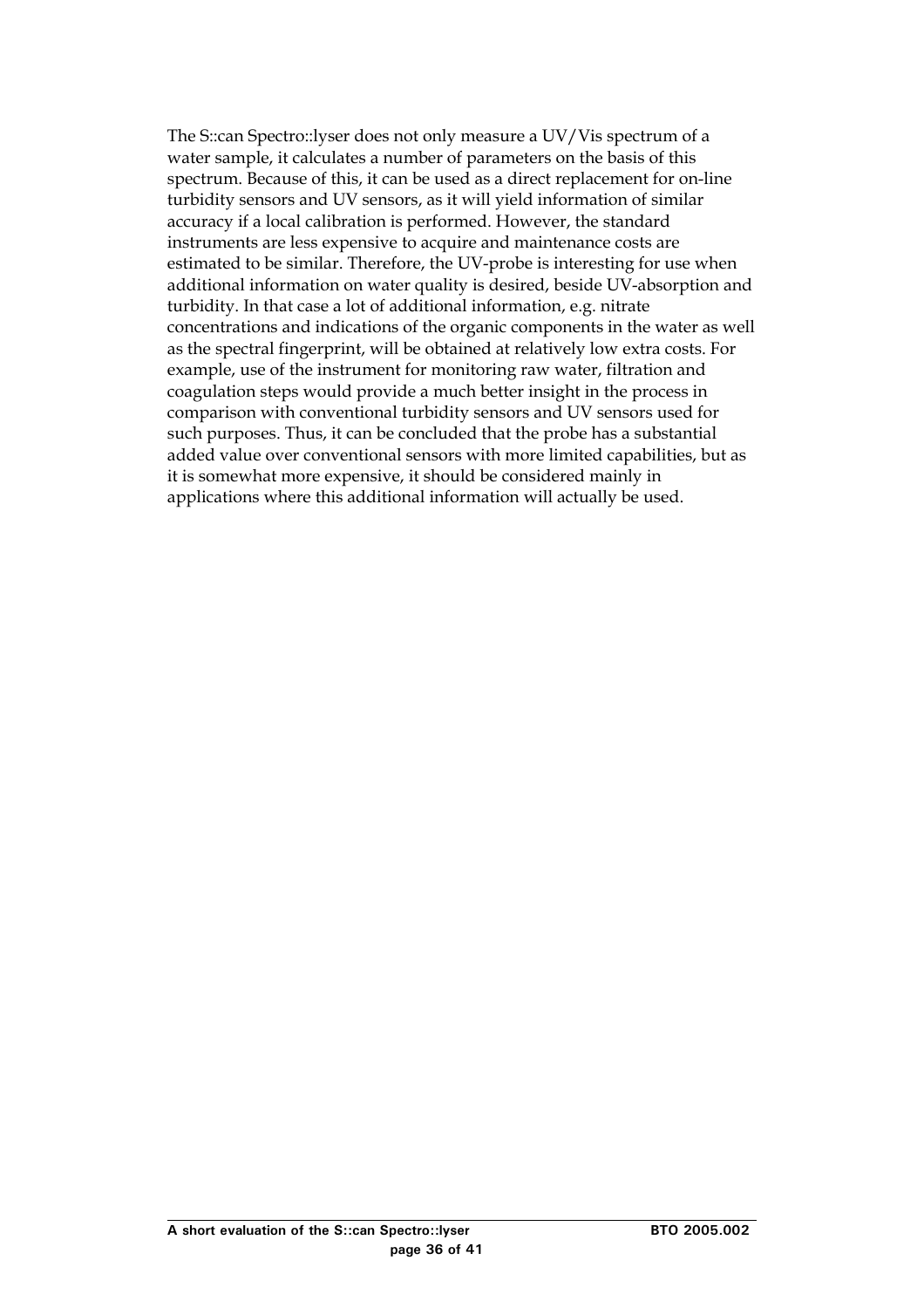The S::can Spectro::lyser does not only measure a UV/Vis spectrum of a water sample, it calculates a number of parameters on the basis of this spectrum. Because of this, it can be used as a direct replacement for on-line turbidity sensors and UV sensors, as it will yield information of similar accuracy if a local calibration is performed. However, the standard instruments are less expensive to acquire and maintenance costs are estimated to be similar. Therefore, the UV-probe is interesting for use when additional information on water quality is desired, beside UV-absorption and turbidity. In that case a lot of additional information, e.g. nitrate concentrations and indications of the organic components in the water as well as the spectral fingerprint, will be obtained at relatively low extra costs. For example, use of the instrument for monitoring raw water, filtration and coagulation steps would provide a much better insight in the process in comparison with conventional turbidity sensors and UV sensors used for such purposes. Thus, it can be concluded that the probe has a substantial added value over conventional sensors with more limited capabilities, but as it is somewhat more expensive, it should be considered mainly in applications where this additional information will actually be used.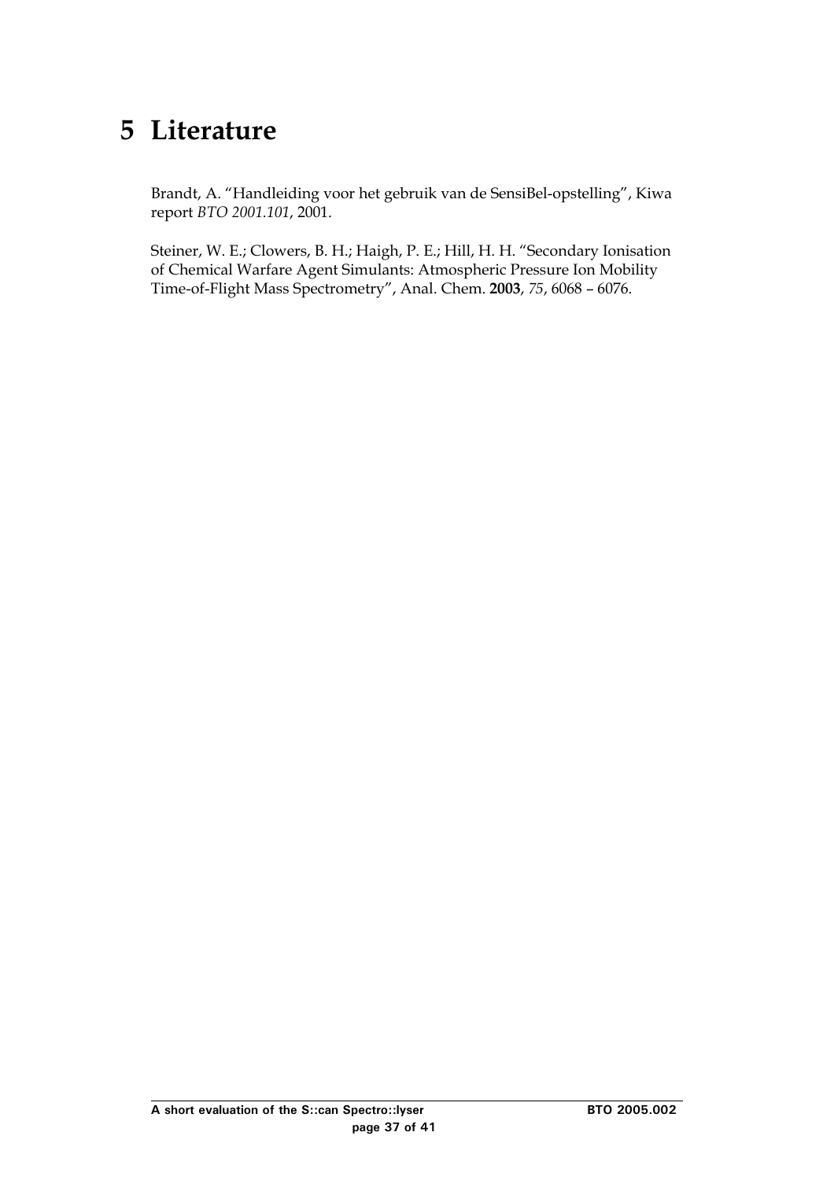# 5 Literature

Brandt, A. "Handleiding voor het gebruik van de SensiBel-opstelling", Kiwa report *BTO 2001.101*, 2001.

Steiner, W. E.; Clowers, B. H.; Haigh, P. E.; Hill, H. H. "Secondary Ionisation of Chemical Warfare Agent Simulants: Atmospheric Pressure Ion Mobility Time-of-Flight Mass Spectrometry", Anal. Chem. **2003**, *75*, 6068 – 6076.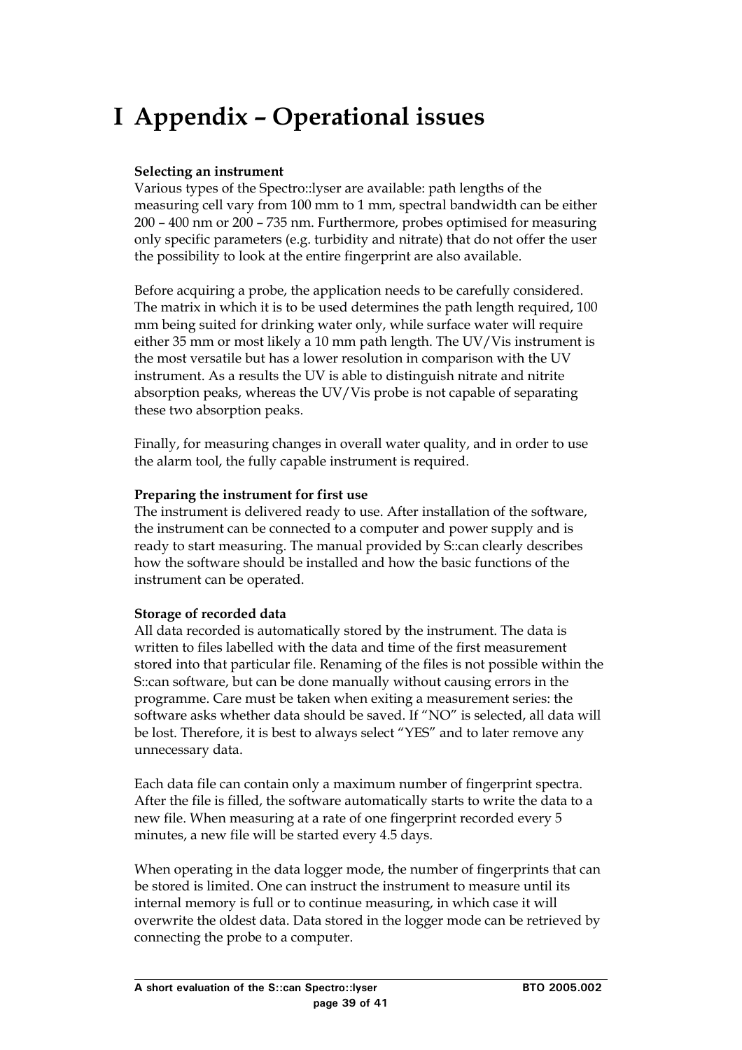# I Appendix – Operational issues

**Selecting an instrument**
Various types of the Spectro::lyser are available: path lengths of the measuring cell vary from 100 mm to 1 mm, spectral bandwidth can be either 200 – 400 nm or 200 – 735 nm. Furthermore, probes optimised for measuring only specific parameters (e.g. turbidity and nitrate) that do not offer the user the possibility to look at the entire fingerprint are also available.

Before acquiring a probe, the application needs to be carefully considered. The matrix in which it is to be used determines the path length required, 100 mm being suited for drinking water only, while surface water will require either 35 mm or most likely a 10 mm path length. The UV/Vis instrument is the most versatile but has a lower resolution in comparison with the UV instrument. As a results the UV is able to distinguish nitrate and nitrite absorption peaks, whereas the UV/Vis probe is not capable of separating these two absorption peaks.

Finally, for measuring changes in overall water quality, and in order to use the alarm tool, the fully capable instrument is required.

**Preparing the instrument for first use**
The instrument is delivered ready to use. After installation of the software, the instrument can be connected to a computer and power supply and is ready to start measuring. The manual provided by S::can clearly describes how the software should be installed and how the basic functions of the instrument can be operated.

**Storage of recorded data**
All data recorded is automatically stored by the instrument. The data is written to files labelled with the data and time of the first measurement stored into that particular file. Renaming of the files is not possible within the S::can software, but can be done manually without causing errors in the programme. Care must be taken when exiting a measurement series: the software asks whether data should be saved. If "NO" is selected, all data will be lost. Therefore, it is best to always select "YES" and to later remove any unnecessary data.

Each data file can contain only a maximum number of fingerprint spectra. After the file is filled, the software automatically starts to write the data to a new file. When measuring at a rate of one fingerprint recorded every 5 minutes, a new file will be started every 4.5 days.

When operating in the data logger mode, the number of fingerprints that can be stored is limited. One can instruct the instrument to measure until its internal memory is full or to continue measuring, in which case it will overwrite the oldest data. Data stored in the logger mode can be retrieved by connecting the probe to a computer.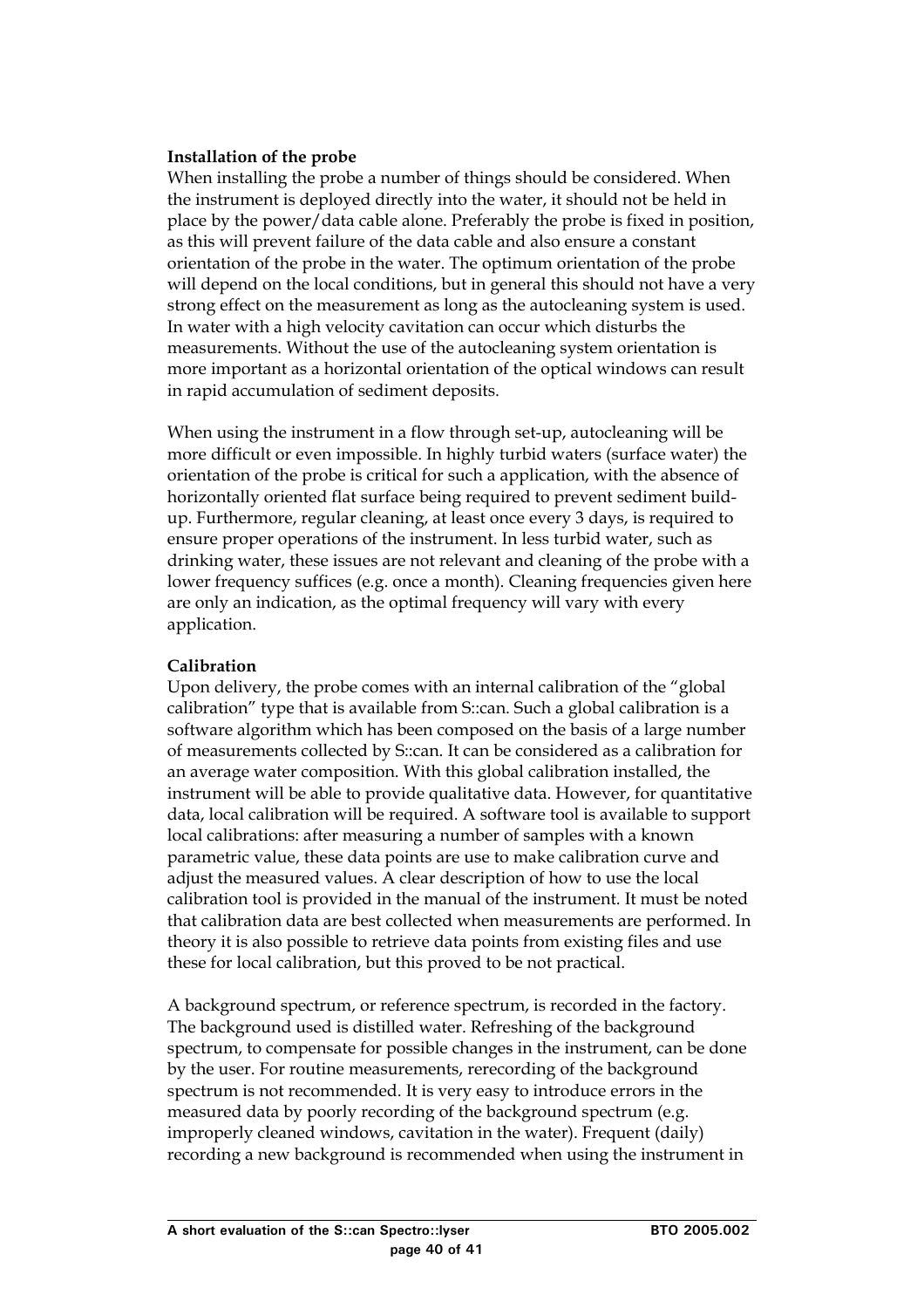**Installation of the probe**

When installing the probe a number of things should be considered. When the instrument is deployed directly into the water, it should not be held in place by the power/data cable alone. Preferably the probe is fixed in position, as this will prevent failure of the data cable and also ensure a constant orientation of the probe in the water. The optimum orientation of the probe will depend on the local conditions, but in general this should not have a very strong effect on the measurement as long as the autocleaning system is used. In water with a high velocity cavitation can occur which disturbs the measurements. Without the use of the autocleaning system orientation is more important as a horizontal orientation of the optical windows can result in rapid accumulation of sediment deposits.

When using the instrument in a flow through set-up, autocleaning will be more difficult or even impossible. In highly turbid waters (surface water) the orientation of the probe is critical for such a application, with the absence of horizontally oriented flat surface being required to prevent sediment build-up. Furthermore, regular cleaning, at least once every 3 days, is required to ensure proper operations of the instrument. In less turbid water, such as drinking water, these issues are not relevant and cleaning of the probe with a lower frequency suffices (e.g. once a month). Cleaning frequencies given here are only an indication, as the optimal frequency will vary with every application.

**Calibration**

Upon delivery, the probe comes with an internal calibration of the "global calibration" type that is available from S::can. Such a global calibration is a software algorithm which has been composed on the basis of a large number of measurements collected by S::can. It can be considered as a calibration for an average water composition. With this global calibration installed, the instrument will be able to provide qualitative data. However, for quantitative data, local calibration will be required. A software tool is available to support local calibrations: after measuring a number of samples with a known parametric value, these data points are use to make calibration curve and adjust the measured values. A clear description of how to use the local calibration tool is provided in the manual of the instrument. It must be noted that calibration data are best collected when measurements are performed. In theory it is also possible to retrieve data points from existing files and use these for local calibration, but this proved to be not practical.

A background spectrum, or reference spectrum, is recorded in the factory. The background used is distilled water. Refreshing of the background spectrum, to compensate for possible changes in the instrument, can be done by the user. For routine measurements, rerecording of the background spectrum is not recommended. It is very easy to introduce errors in the measured data by poorly recording of the background spectrum (e.g. improperly cleaned windows, cavitation in the water). Frequent (daily) recording a new background is recommended when using the instrument in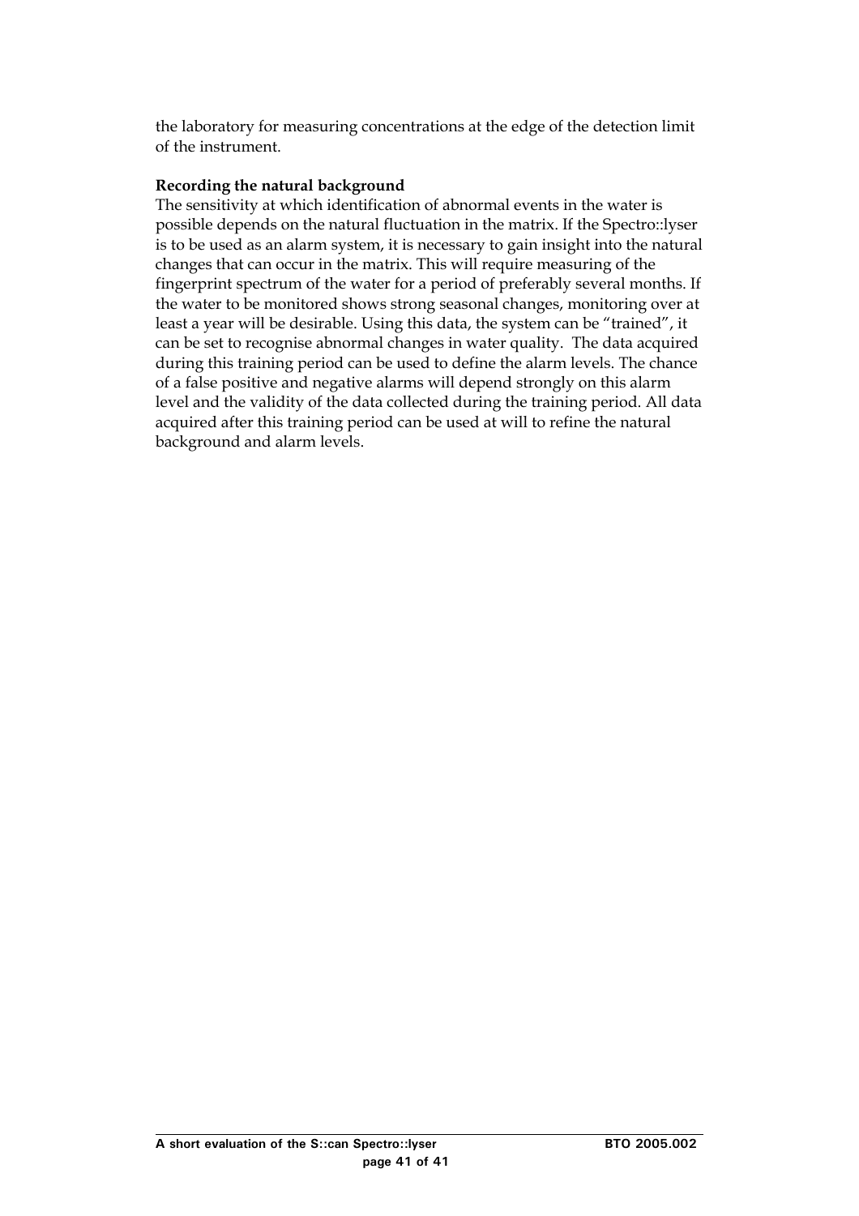the laboratory for measuring concentrations at the edge of the detection limit of the instrument.

**Recording the natural background**

The sensitivity at which identification of abnormal events in the water is possible depends on the natural fluctuation in the matrix. If the Spectro::lyser is to be used as an alarm system, it is necessary to gain insight into the natural changes that can occur in the matrix. This will require measuring of the fingerprint spectrum of the water for a period of preferably several months. If the water to be monitored shows strong seasonal changes, monitoring over at least a year will be desirable. Using this data, the system can be "trained", it can be set to recognise abnormal changes in water quality. The data acquired during this training period can be used to define the alarm levels. The chance of a false positive and negative alarms will depend strongly on this alarm level and the validity of the data collected during the training period. All data acquired after this training period can be used at will to refine the natural background and alarm levels.